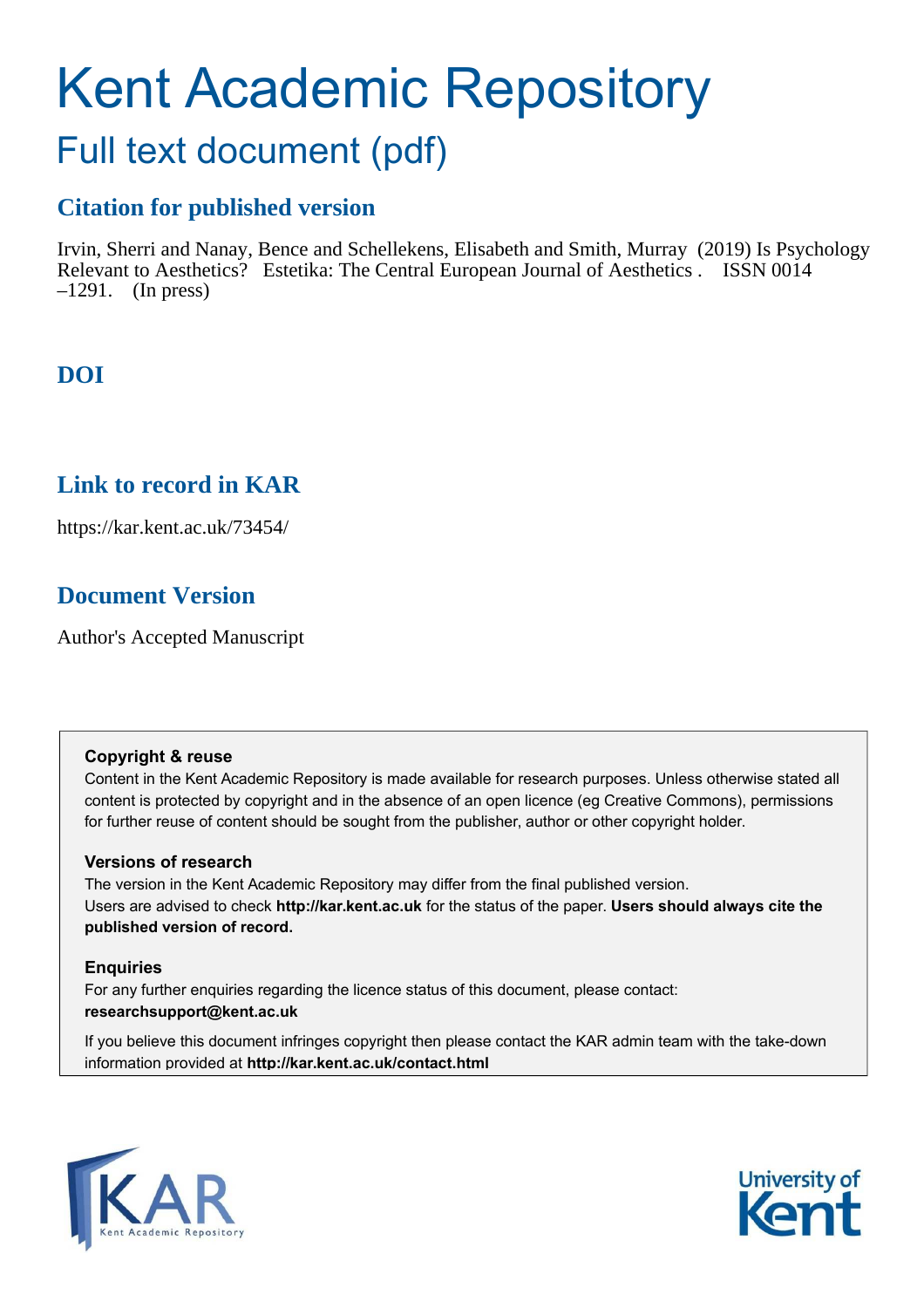# Kent Academic Repository

## Full text document (pdf)

### Citation for published version

Irvin, Sherri and Nanay, Bence and Schellekens, Elisabeth and Smith, Murray (2019) Is Psychology Relevant to Aesthetics? Estetika: The Central European Journal of Aesthetics . ISSN 0014 –1291. (In press)

### DOI

### Link to record in KAR

https://kar.kent.ac.uk/73454/

### Document Version

Author's Accepted Manuscript

**Copyright & reuse**

Content in the Kent Academic Repository is made available for research purposes. Unless otherwise stated all content is protected by copyright and in the absence of an open licence (eg Creative Commons), permissions for further reuse of content should be sought from the publisher, author or other copyright holder.

**Versions of research**

The version in the Kent Academic Repository may differ from the final published version. Users are advised to check **http://kar.kent.ac.uk** for the status of the paper. **Users should always cite the published version of record.**

**Enquiries**

For any further enquiries regarding the licence status of this document, please contact: **researchsupport@kent.ac.uk**

If you believe this document infringes copyright then please contact the KAR admin team with the take-down information provided at **http://kar.kent.ac.uk/contact.html**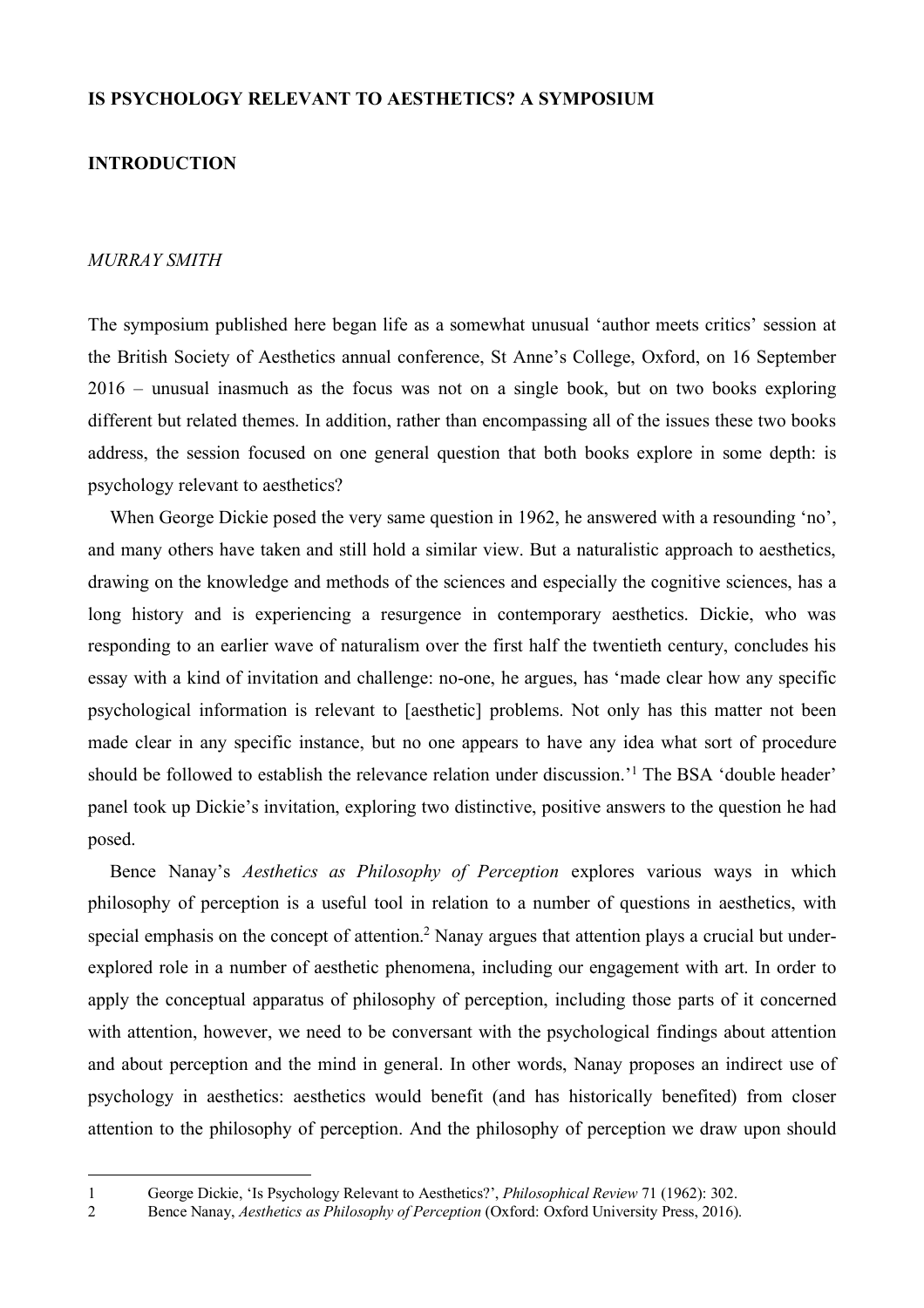**IS PSYCHOLOGY RELEVANT TO AESTHETICS? A SYMPOSIUM**

**INTRODUCTION**

*MURRAY SMITH*

The symposium published here began life as a somewhat unusual 'author meets critics' session at the British Society of Aesthetics annual conference, St Anne's College, Oxford, on 16 September 2016 – unusual inasmuch as the focus was not on a single book, but on two books exploring different but related themes. In addition, rather than encompassing all of the issues these two books address, the session focused on one general question that both books explore in some depth: is psychology relevant to aesthetics?

When George Dickie posed the very same question in 1962, he answered with a resounding 'no', and many others have taken and still hold a similar view. But a naturalistic approach to aesthetics, drawing on the knowledge and methods of the sciences and especially the cognitive sciences, has a long history and is experiencing a resurgence in contemporary aesthetics. Dickie, who was responding to an earlier wave of naturalism over the first half the twentieth century, concludes his essay with a kind of invitation and challenge: no-one, he argues, has 'made clear how any specific psychological information is relevant to [aesthetic] problems. Not only has this matter not been made clear in any specific instance, but no one appears to have any idea what sort of procedure should be followed to establish the relevance relation under discussion.'[1] The BSA 'double header' panel took up Dickie's invitation, exploring two distinctive, positive answers to the question he had posed.

Bence Nanay's *Aesthetics as Philosophy of Perception* explores various ways in which philosophy of perception is a useful tool in relation to a number of questions in aesthetics, with special emphasis on the concept of attention.[2] Nanay argues that attention plays a crucial but under-explored role in a number of aesthetic phenomena, including our engagement with art. In order to apply the conceptual apparatus of philosophy of perception, including those parts of it concerned with attention, however, we need to be conversant with the psychological findings about attention and about perception and the mind in general. In other words, Nanay proposes an indirect use of psychology in aesthetics: aesthetics would benefit (and has historically benefited) from closer attention to the philosophy of perception. And the philosophy of perception we draw upon should

---

1 George Dickie, 'Is Psychology Relevant to Aesthetics?', *Philosophical Review* 71 (1962): 302.

2 Bence Nanay, *Aesthetics as Philosophy of Perception* (Oxford: Oxford University Press, 2016).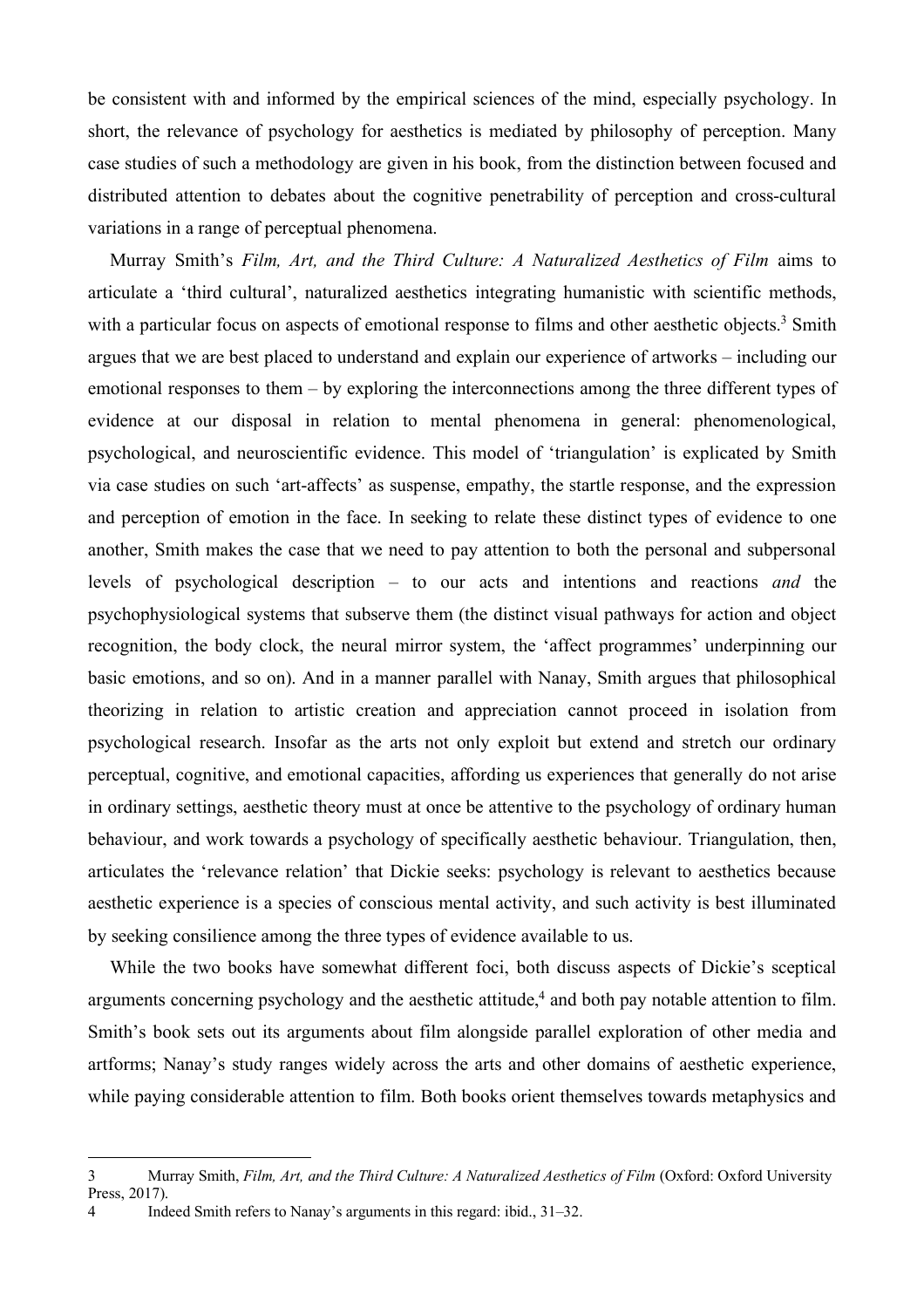be consistent with and informed by the empirical sciences of the mind, especially psychology. In short, the relevance of psychology for aesthetics is mediated by philosophy of perception. Many case studies of such a methodology are given in his book, from the distinction between focused and distributed attention to debates about the cognitive penetrability of perception and cross-cultural variations in a range of perceptual phenomena.

Murray Smith's *Film, Art, and the Third Culture: A Naturalized Aesthetics of Film* aims to articulate a 'third cultural', naturalized aesthetics integrating humanistic with scientific methods, with a particular focus on aspects of emotional response to films and other aesthetic objects.[3] Smith argues that we are best placed to understand and explain our experience of artworks – including our emotional responses to them – by exploring the interconnections among the three different types of evidence at our disposal in relation to mental phenomena in general: phenomenological, psychological, and neuroscientific evidence. This model of 'triangulation' is explicated by Smith via case studies on such 'art-affects' as suspense, empathy, the startle response, and the expression and perception of emotion in the face. In seeking to relate these distinct types of evidence to one another, Smith makes the case that we need to pay attention to both the personal and subpersonal levels of psychological description – to our acts and intentions and reactions *and* the psychophysiological systems that subserve them (the distinct visual pathways for action and object recognition, the body clock, the neural mirror system, the 'affect programmes' underpinning our basic emotions, and so on). And in a manner parallel with Nanay, Smith argues that philosophical theorizing in relation to artistic creation and appreciation cannot proceed in isolation from psychological research. Insofar as the arts not only exploit but extend and stretch our ordinary perceptual, cognitive, and emotional capacities, affording us experiences that generally do not arise in ordinary settings, aesthetic theory must at once be attentive to the psychology of ordinary human behaviour, and work towards a psychology of specifically aesthetic behaviour. Triangulation, then, articulates the 'relevance relation' that Dickie seeks: psychology is relevant to aesthetics because aesthetic experience is a species of conscious mental activity, and such activity is best illuminated by seeking consilience among the three types of evidence available to us.

While the two books have somewhat different foci, both discuss aspects of Dickie's sceptical arguments concerning psychology and the aesthetic attitude,[4] and both pay notable attention to film. Smith's book sets out its arguments about film alongside parallel exploration of other media and artforms; Nanay's study ranges widely across the arts and other domains of aesthetic experience, while paying considerable attention to film. Both books orient themselves towards metaphysics and

---

3 Murray Smith, *Film, Art, and the Third Culture: A Naturalized Aesthetics of Film* (Oxford: Oxford University Press, 2017).

4 Indeed Smith refers to Nanay's arguments in this regard: ibid., 31–32.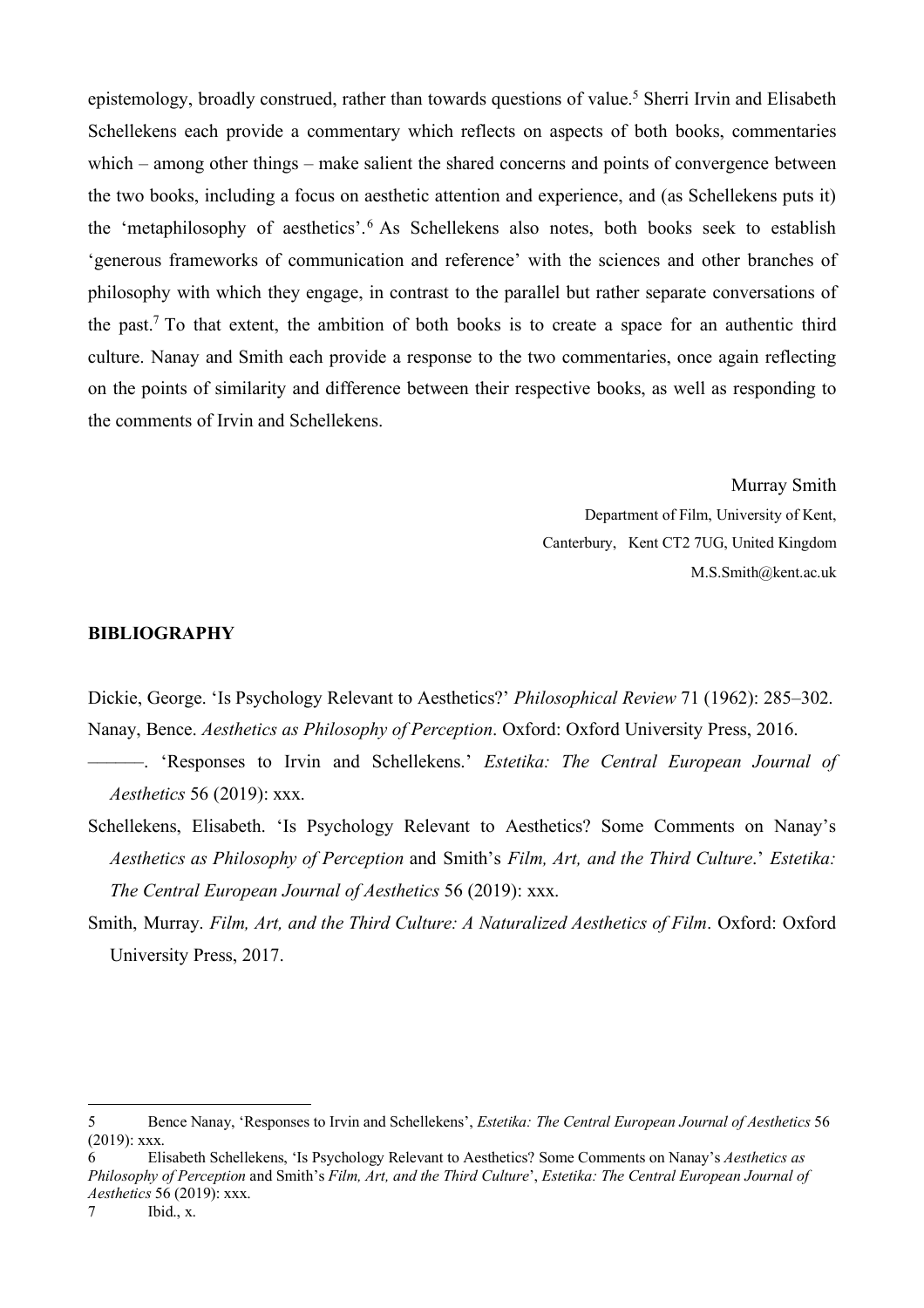epistemology, broadly construed, rather than towards questions of value.[5] Sherri Irvin and Elisabeth Schellekens each provide a commentary which reflects on aspects of both books, commentaries which – among other things – make salient the shared concerns and points of convergence between the two books, including a focus on aesthetic attention and experience, and (as Schellekens puts it) the 'metaphilosophy of aesthetics'.[6] As Schellekens also notes, both books seek to establish 'generous frameworks of communication and reference' with the sciences and other branches of philosophy with which they engage, in contrast to the parallel but rather separate conversations of the past.[7] To that extent, the ambition of both books is to create a space for an authentic third culture. Nanay and Smith each provide a response to the two commentaries, once again reflecting on the points of similarity and difference between their respective books, as well as responding to the comments of Irvin and Schellekens.

Murray Smith
Department of Film, University of Kent,
Canterbury, Kent CT2 7UG, United Kingdom
M.S.Smith@kent.ac.uk

## BIBLIOGRAPHY

Dickie, George. 'Is Psychology Relevant to Aesthetics?' *Philosophical Review* 71 (1962): 285–302.

Nanay, Bence. *Aesthetics as Philosophy of Perception*. Oxford: Oxford University Press, 2016.

———. 'Responses to Irvin and Schellekens.' *Estetika: The Central European Journal of Aesthetics* 56 (2019): xxx.

Schellekens, Elisabeth. 'Is Psychology Relevant to Aesthetics? Some Comments on Nanay's *Aesthetics as Philosophy of Perception* and Smith's *Film, Art, and the Third Culture*.' *Estetika: The Central European Journal of Aesthetics* 56 (2019): xxx.

Smith, Murray. *Film, Art, and the Third Culture: A Naturalized Aesthetics of Film*. Oxford: Oxford University Press, 2017.

---

5 Bence Nanay, 'Responses to Irvin and Schellekens', *Estetika: The Central European Journal of Aesthetics* 56 (2019): xxx.

6 Elisabeth Schellekens, 'Is Psychology Relevant to Aesthetics? Some Comments on Nanay's *Aesthetics as Philosophy of Perception* and Smith's *Film, Art, and the Third Culture*', *Estetika: The Central European Journal of Aesthetics* 56 (2019): xxx.

7 Ibid., x.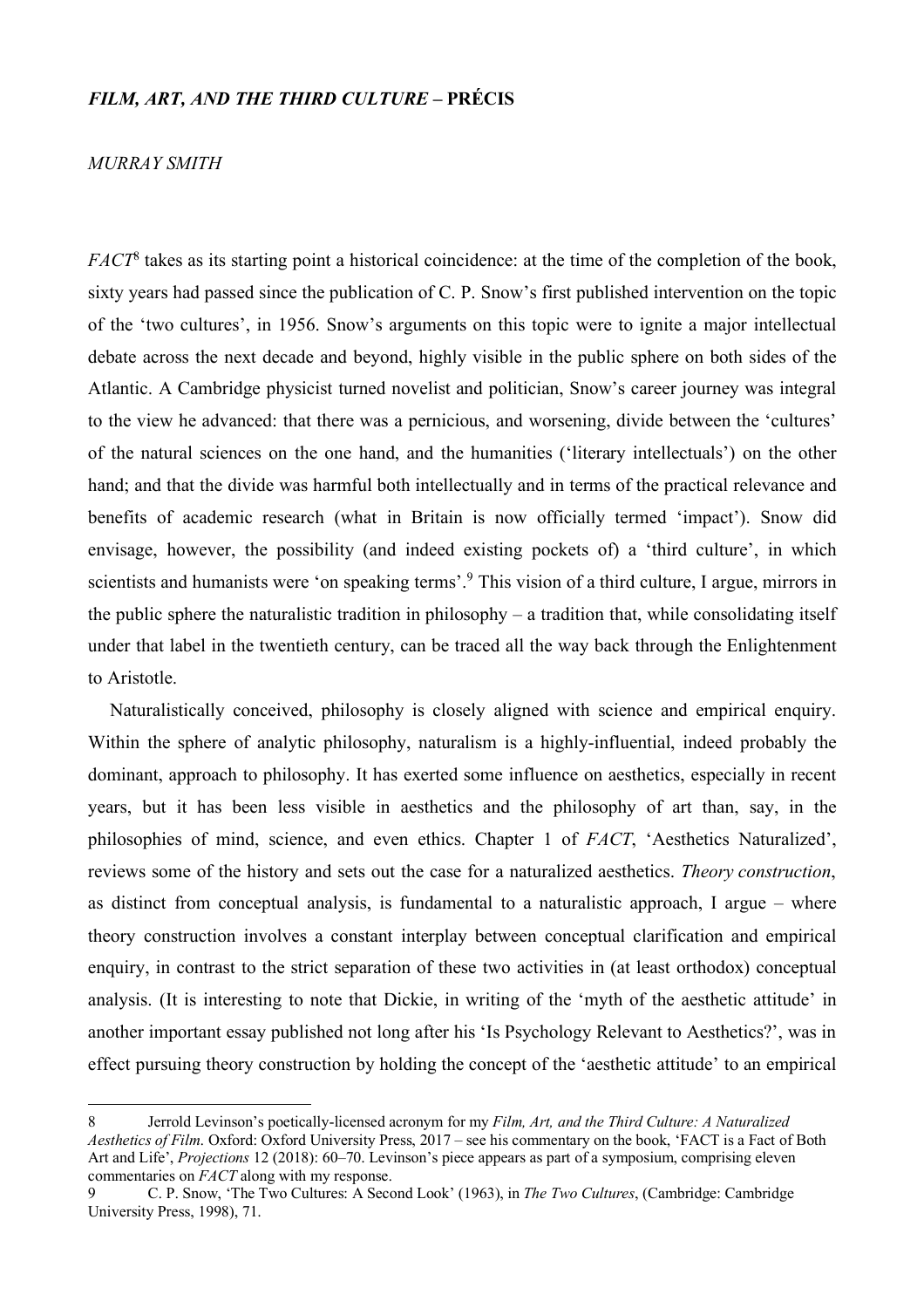## *FILM, ART, AND THE THIRD CULTURE* – PRÉCIS

*MURRAY SMITH*

*FACT*[8] takes as its starting point a historical coincidence: at the time of the completion of the book, sixty years had passed since the publication of C. P. Snow's first published intervention on the topic of the 'two cultures', in 1956. Snow's arguments on this topic were to ignite a major intellectual debate across the next decade and beyond, highly visible in the public sphere on both sides of the Atlantic. A Cambridge physicist turned novelist and politician, Snow's career journey was integral to the view he advanced: that there was a pernicious, and worsening, divide between the 'cultures' of the natural sciences on the one hand, and the humanities ('literary intellectuals') on the other hand; and that the divide was harmful both intellectually and in terms of the practical relevance and benefits of academic research (what in Britain is now officially termed 'impact'). Snow did envisage, however, the possibility (and indeed existing pockets of) a 'third culture', in which scientists and humanists were 'on speaking terms'.[9] This vision of a third culture, I argue, mirrors in the public sphere the naturalistic tradition in philosophy – a tradition that, while consolidating itself under that label in the twentieth century, can be traced all the way back through the Enlightenment to Aristotle.

Naturalistically conceived, philosophy is closely aligned with science and empirical enquiry. Within the sphere of analytic philosophy, naturalism is a highly-influential, indeed probably the dominant, approach to philosophy. It has exerted some influence on aesthetics, especially in recent years, but it has been less visible in aesthetics and the philosophy of art than, say, in the philosophies of mind, science, and even ethics. Chapter 1 of *FACT*, 'Aesthetics Naturalized', reviews some of the history and sets out the case for a naturalized aesthetics. *Theory construction*, as distinct from conceptual analysis, is fundamental to a naturalistic approach, I argue – where theory construction involves a constant interplay between conceptual clarification and empirical enquiry, in contrast to the strict separation of these two activities in (at least orthodox) conceptual analysis. (It is interesting to note that Dickie, in writing of the 'myth of the aesthetic attitude' in another important essay published not long after his 'Is Psychology Relevant to Aesthetics?', was in effect pursuing theory construction by holding the concept of the 'aesthetic attitude' to an empirical

---

8 Jerrold Levinson's poetically-licensed acronym for my *Film, Art, and the Third Culture: A Naturalized Aesthetics of Film*. Oxford: Oxford University Press, 2017 – see his commentary on the book, 'FACT is a Fact of Both Art and Life', *Projections* 12 (2018): 60–70. Levinson's piece appears as part of a symposium, comprising eleven commentaries on *FACT* along with my response.

9 C. P. Snow, 'The Two Cultures: A Second Look' (1963), in *The Two Cultures*, (Cambridge: Cambridge University Press, 1998), 71.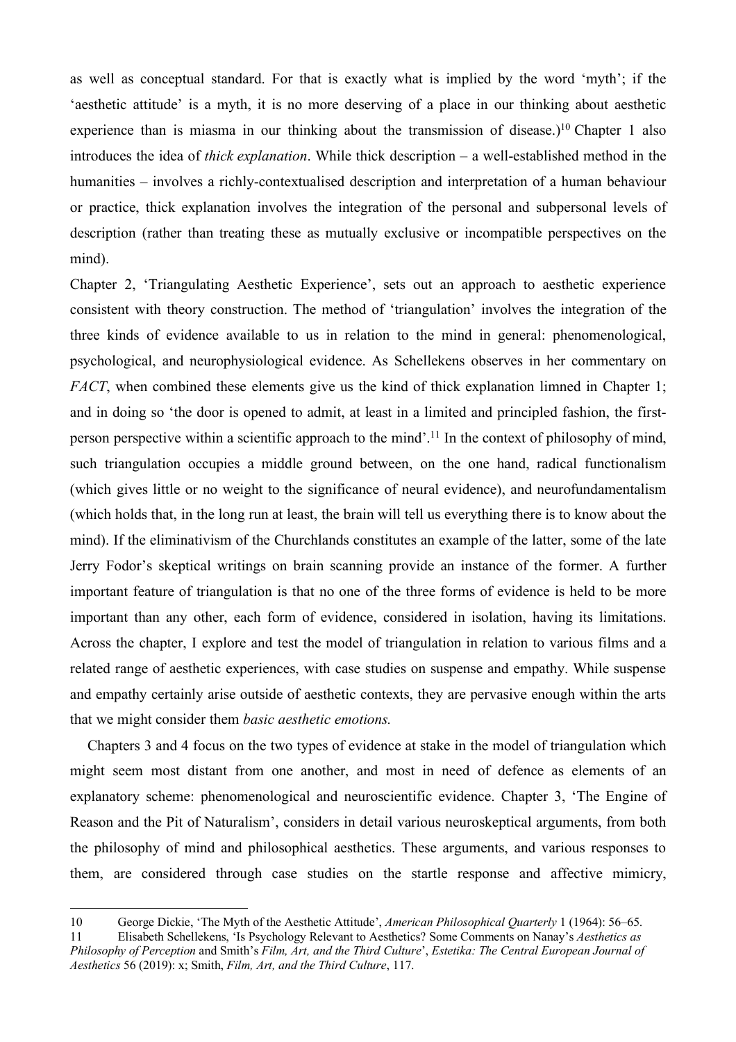as well as conceptual standard. For that is exactly what is implied by the word 'myth'; if the 'aesthetic attitude' is a myth, it is no more deserving of a place in our thinking about aesthetic experience than is miasma in our thinking about the transmission of disease.)[10] Chapter 1 also introduces the idea of *thick explanation*. While thick description – a well-established method in the humanities – involves a richly-contextualised description and interpretation of a human behaviour or practice, thick explanation involves the integration of the personal and subpersonal levels of description (rather than treating these as mutually exclusive or incompatible perspectives on the mind).

Chapter 2, 'Triangulating Aesthetic Experience', sets out an approach to aesthetic experience consistent with theory construction. The method of 'triangulation' involves the integration of the three kinds of evidence available to us in relation to the mind in general: phenomenological, psychological, and neurophysiological evidence. As Schellekens observes in her commentary on *FACT*, when combined these elements give us the kind of thick explanation limned in Chapter 1; and in doing so 'the door is opened to admit, at least in a limited and principled fashion, the first-person perspective within a scientific approach to the mind'.[11] In the context of philosophy of mind, such triangulation occupies a middle ground between, on the one hand, radical functionalism (which gives little or no weight to the significance of neural evidence), and neurofundamentalism (which holds that, in the long run at least, the brain will tell us everything there is to know about the mind). If the eliminativism of the Churchlands constitutes an example of the latter, some of the late Jerry Fodor's skeptical writings on brain scanning provide an instance of the former. A further important feature of triangulation is that no one of the three forms of evidence is held to be more important than any other, each form of evidence, considered in isolation, having its limitations. Across the chapter, I explore and test the model of triangulation in relation to various films and a related range of aesthetic experiences, with case studies on suspense and empathy. While suspense and empathy certainly arise outside of aesthetic contexts, they are pervasive enough within the arts that we might consider them *basic aesthetic emotions.*

Chapters 3 and 4 focus on the two types of evidence at stake in the model of triangulation which might seem most distant from one another, and most in need of defence as elements of an explanatory scheme: phenomenological and neuroscientific evidence. Chapter 3, 'The Engine of Reason and the Pit of Naturalism', considers in detail various neuroskeptical arguments, from both the philosophy of mind and philosophical aesthetics. These arguments, and various responses to them, are considered through case studies on the startle response and affective mimicry,

---

10 George Dickie, 'The Myth of the Aesthetic Attitude', *American Philosophical Quarterly* 1 (1964): 56–65.

11 Elisabeth Schellekens, 'Is Psychology Relevant to Aesthetics? Some Comments on Nanay's *Aesthetics as Philosophy of Perception* and Smith's *Film, Art, and the Third Culture*', *Estetika: The Central European Journal of Aesthetics* 56 (2019): x; Smith, *Film, Art, and the Third Culture*, 117.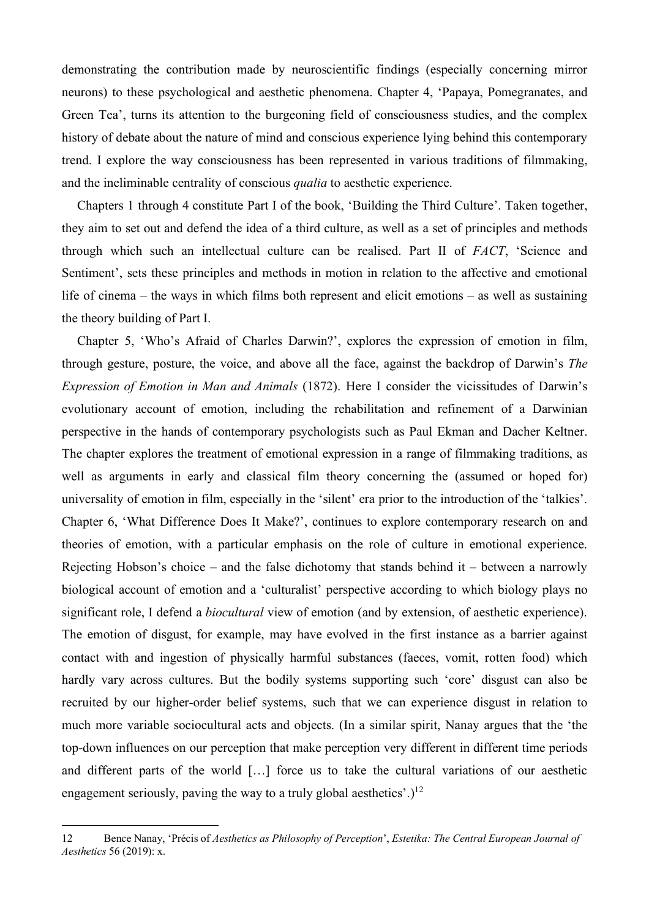demonstrating the contribution made by neuroscientific findings (especially concerning mirror neurons) to these psychological and aesthetic phenomena. Chapter 4, 'Papaya, Pomegranates, and Green Tea', turns its attention to the burgeoning field of consciousness studies, and the complex history of debate about the nature of mind and conscious experience lying behind this contemporary trend. I explore the way consciousness has been represented in various traditions of filmmaking, and the ineliminable centrality of conscious *qualia* to aesthetic experience.

Chapters 1 through 4 constitute Part I of the book, 'Building the Third Culture'. Taken together, they aim to set out and defend the idea of a third culture, as well as a set of principles and methods through which such an intellectual culture can be realised. Part II of *FACT*, 'Science and Sentiment', sets these principles and methods in motion in relation to the affective and emotional life of cinema – the ways in which films both represent and elicit emotions – as well as sustaining the theory building of Part I.

Chapter 5, 'Who's Afraid of Charles Darwin?', explores the expression of emotion in film, through gesture, posture, the voice, and above all the face, against the backdrop of Darwin's *The Expression of Emotion in Man and Animals* (1872). Here I consider the vicissitudes of Darwin's evolutionary account of emotion, including the rehabilitation and refinement of a Darwinian perspective in the hands of contemporary psychologists such as Paul Ekman and Dacher Keltner. The chapter explores the treatment of emotional expression in a range of filmmaking traditions, as well as arguments in early and classical film theory concerning the (assumed or hoped for) universality of emotion in film, especially in the 'silent' era prior to the introduction of the 'talkies'. Chapter 6, 'What Difference Does It Make?', continues to explore contemporary research on and theories of emotion, with a particular emphasis on the role of culture in emotional experience. Rejecting Hobson's choice – and the false dichotomy that stands behind it – between a narrowly biological account of emotion and a 'culturalist' perspective according to which biology plays no significant role, I defend a *biocultural* view of emotion (and by extension, of aesthetic experience). The emotion of disgust, for example, may have evolved in the first instance as a barrier against contact with and ingestion of physically harmful substances (faeces, vomit, rotten food) which hardly vary across cultures. But the bodily systems supporting such 'core' disgust can also be recruited by our higher-order belief systems, such that we can experience disgust in relation to much more variable sociocultural acts and objects. (In a similar spirit, Nanay argues that the 'the top-down influences on our perception that make perception very different in different time periods and different parts of the world […] force us to take the cultural variations of our aesthetic engagement seriously, paving the way to a truly global aesthetics'.)[12]

---

12 Bence Nanay, 'Précis of *Aesthetics as Philosophy of Perception*', *Estetika: The Central European Journal of Aesthetics* 56 (2019): x.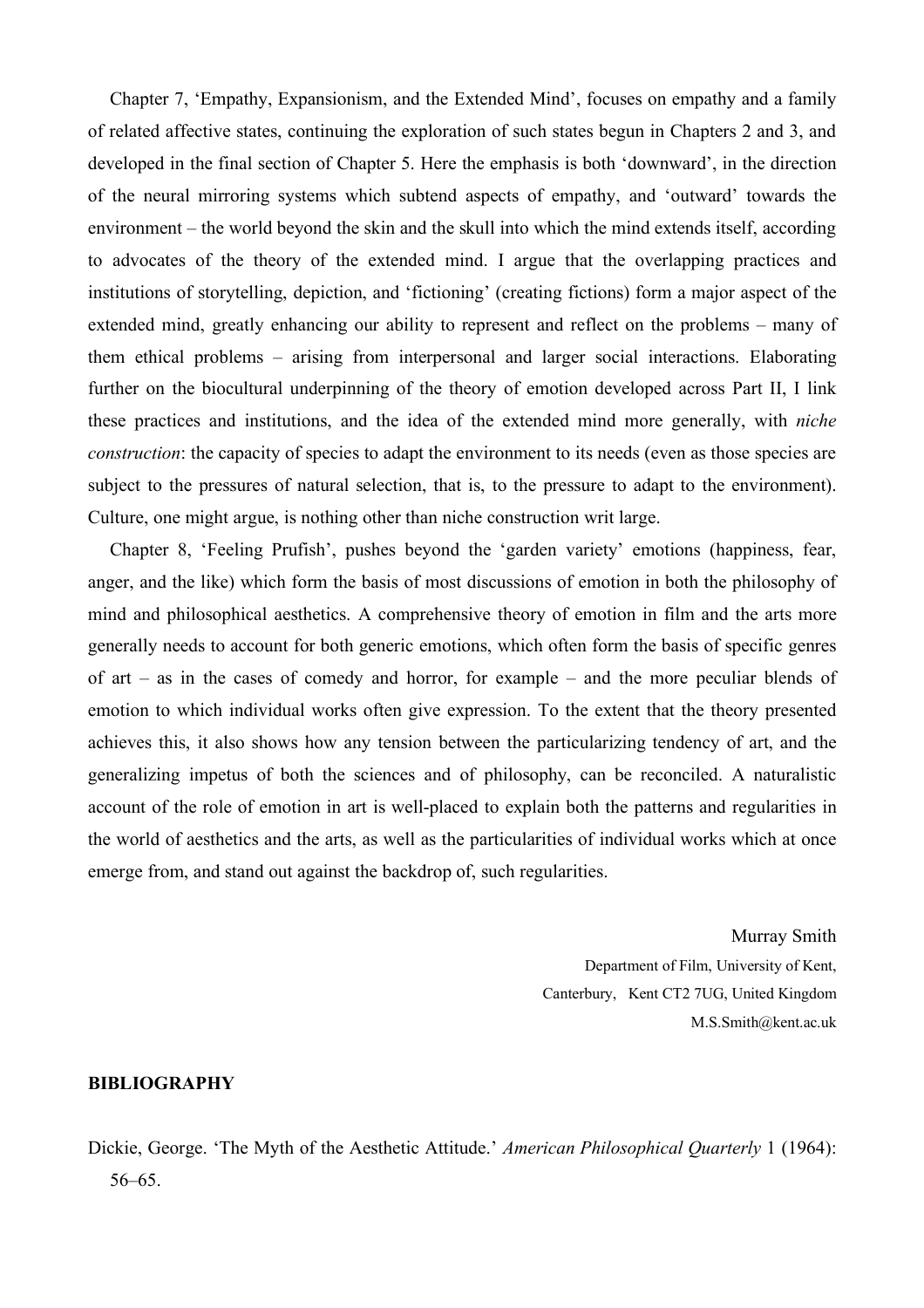Chapter 7, 'Empathy, Expansionism, and the Extended Mind', focuses on empathy and a family of related affective states, continuing the exploration of such states begun in Chapters 2 and 3, and developed in the final section of Chapter 5. Here the emphasis is both 'downward', in the direction of the neural mirroring systems which subtend aspects of empathy, and 'outward' towards the environment – the world beyond the skin and the skull into which the mind extends itself, according to advocates of the theory of the extended mind. I argue that the overlapping practices and institutions of storytelling, depiction, and 'fictioning' (creating fictions) form a major aspect of the extended mind, greatly enhancing our ability to represent and reflect on the problems – many of them ethical problems – arising from interpersonal and larger social interactions. Elaborating further on the biocultural underpinning of the theory of emotion developed across Part II, I link these practices and institutions, and the idea of the extended mind more generally, with *niche construction*: the capacity of species to adapt the environment to its needs (even as those species are subject to the pressures of natural selection, that is, to the pressure to adapt to the environment). Culture, one might argue, is nothing other than niche construction writ large.

Chapter 8, 'Feeling Prufish', pushes beyond the 'garden variety' emotions (happiness, fear, anger, and the like) which form the basis of most discussions of emotion in both the philosophy of mind and philosophical aesthetics. A comprehensive theory of emotion in film and the arts more generally needs to account for both generic emotions, which often form the basis of specific genres of art – as in the cases of comedy and horror, for example – and the more peculiar blends of emotion to which individual works often give expression. To the extent that the theory presented achieves this, it also shows how any tension between the particularizing tendency of art, and the generalizing impetus of both the sciences and of philosophy, can be reconciled. A naturalistic account of the role of emotion in art is well-placed to explain both the patterns and regularities in the world of aesthetics and the arts, as well as the particularities of individual works which at once emerge from, and stand out against the backdrop of, such regularities.

Murray Smith
Department of Film, University of Kent,
Canterbury, Kent CT2 7UG, United Kingdom
M.S.Smith@kent.ac.uk

**BIBLIOGRAPHY**

Dickie, George. 'The Myth of the Aesthetic Attitude.' *American Philosophical Quarterly* 1 (1964): 56–65.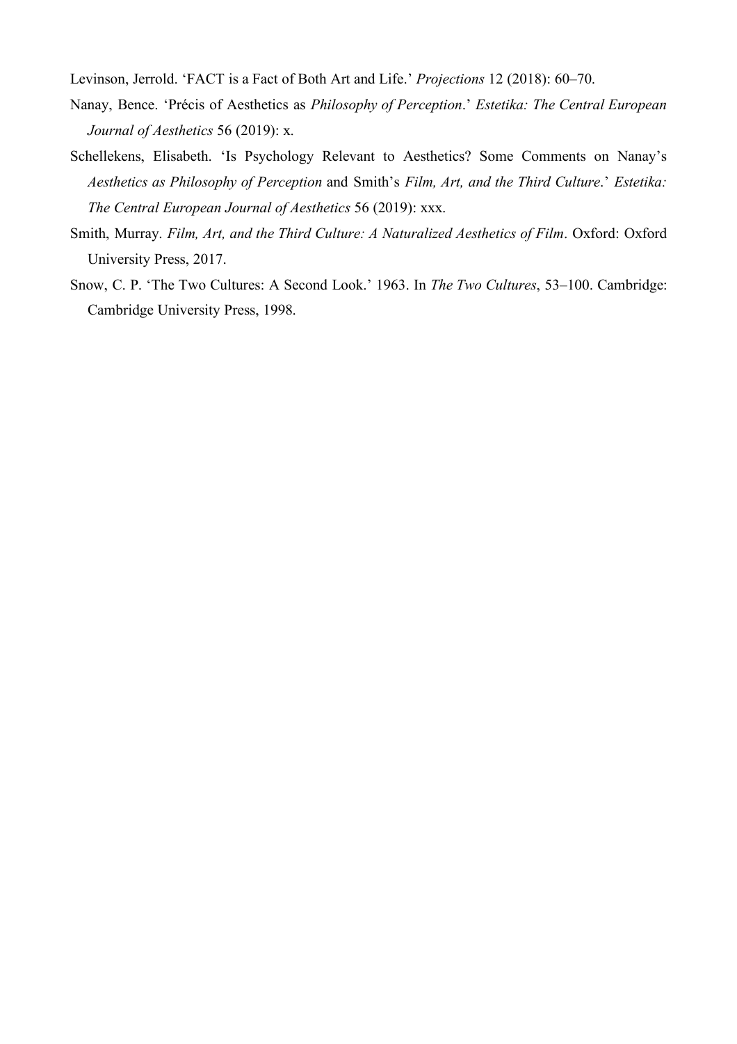Levinson, Jerrold. 'FACT is a Fact of Both Art and Life.' *Projections* 12 (2018): 60–70.

Nanay, Bence. 'Précis of Aesthetics as *Philosophy of Perception*.' *Estetika: The Central European Journal of Aesthetics* 56 (2019): x.

Schellekens, Elisabeth. 'Is Psychology Relevant to Aesthetics? Some Comments on Nanay's *Aesthetics as Philosophy of Perception* and Smith's *Film, Art, and the Third Culture*.' *Estetika: The Central European Journal of Aesthetics* 56 (2019): xxx.

Smith, Murray. *Film, Art, and the Third Culture: A Naturalized Aesthetics of Film*. Oxford: Oxford University Press, 2017.

Snow, C. P. 'The Two Cultures: A Second Look.' 1963. In *The Two Cultures*, 53–100. Cambridge: Cambridge University Press, 1998.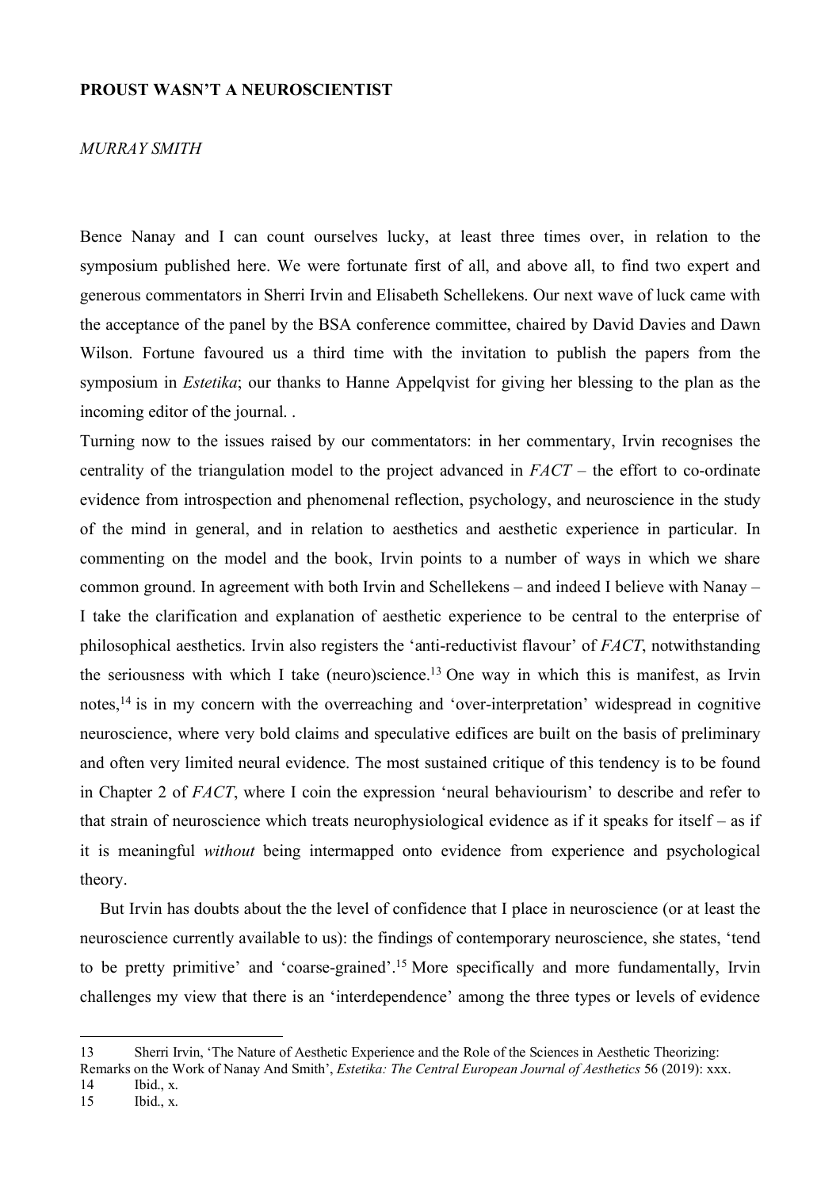**PROUST WASN'T A NEUROSCIENTIST**

*MURRAY SMITH*

Bence Nanay and I can count ourselves lucky, at least three times over, in relation to the symposium published here. We were fortunate first of all, and above all, to find two expert and generous commentators in Sherri Irvin and Elisabeth Schellekens. Our next wave of luck came with the acceptance of the panel by the BSA conference committee, chaired by David Davies and Dawn Wilson. Fortune favoured us a third time with the invitation to publish the papers from the symposium in *Estetika*; our thanks to Hanne Appelqvist for giving her blessing to the plan as the incoming editor of the journal. .

Turning now to the issues raised by our commentators: in her commentary, Irvin recognises the centrality of the triangulation model to the project advanced in *FACT* – the effort to co-ordinate evidence from introspection and phenomenal reflection, psychology, and neuroscience in the study of the mind in general, and in relation to aesthetics and aesthetic experience in particular. In commenting on the model and the book, Irvin points to a number of ways in which we share common ground. In agreement with both Irvin and Schellekens – and indeed I believe with Nanay – I take the clarification and explanation of aesthetic experience to be central to the enterprise of philosophical aesthetics. Irvin also registers the 'anti-reductivist flavour' of *FACT*, notwithstanding the seriousness with which I take (neuro)science.[13] One way in which this is manifest, as Irvin notes,[14] is in my concern with the overreaching and 'over-interpretation' widespread in cognitive neuroscience, where very bold claims and speculative edifices are built on the basis of preliminary and often very limited neural evidence. The most sustained critique of this tendency is to be found in Chapter 2 of *FACT*, where I coin the expression 'neural behaviourism' to describe and refer to that strain of neuroscience which treats neurophysiological evidence as if it speaks for itself – as if it is meaningful *without* being intermapped onto evidence from experience and psychological theory.

But Irvin has doubts about the the level of confidence that I place in neuroscience (or at least the neuroscience currently available to us): the findings of contemporary neuroscience, she states, 'tend to be pretty primitive' and 'coarse-grained'.[15] More specifically and more fundamentally, Irvin challenges my view that there is an 'interdependence' among the three types or levels of evidence

---

13 Sherri Irvin, 'The Nature of Aesthetic Experience and the Role of the Sciences in Aesthetic Theorizing: Remarks on the Work of Nanay And Smith', *Estetika: The Central European Journal of Aesthetics* 56 (2019): xxx.

14 Ibid., x.

15 Ibid., x.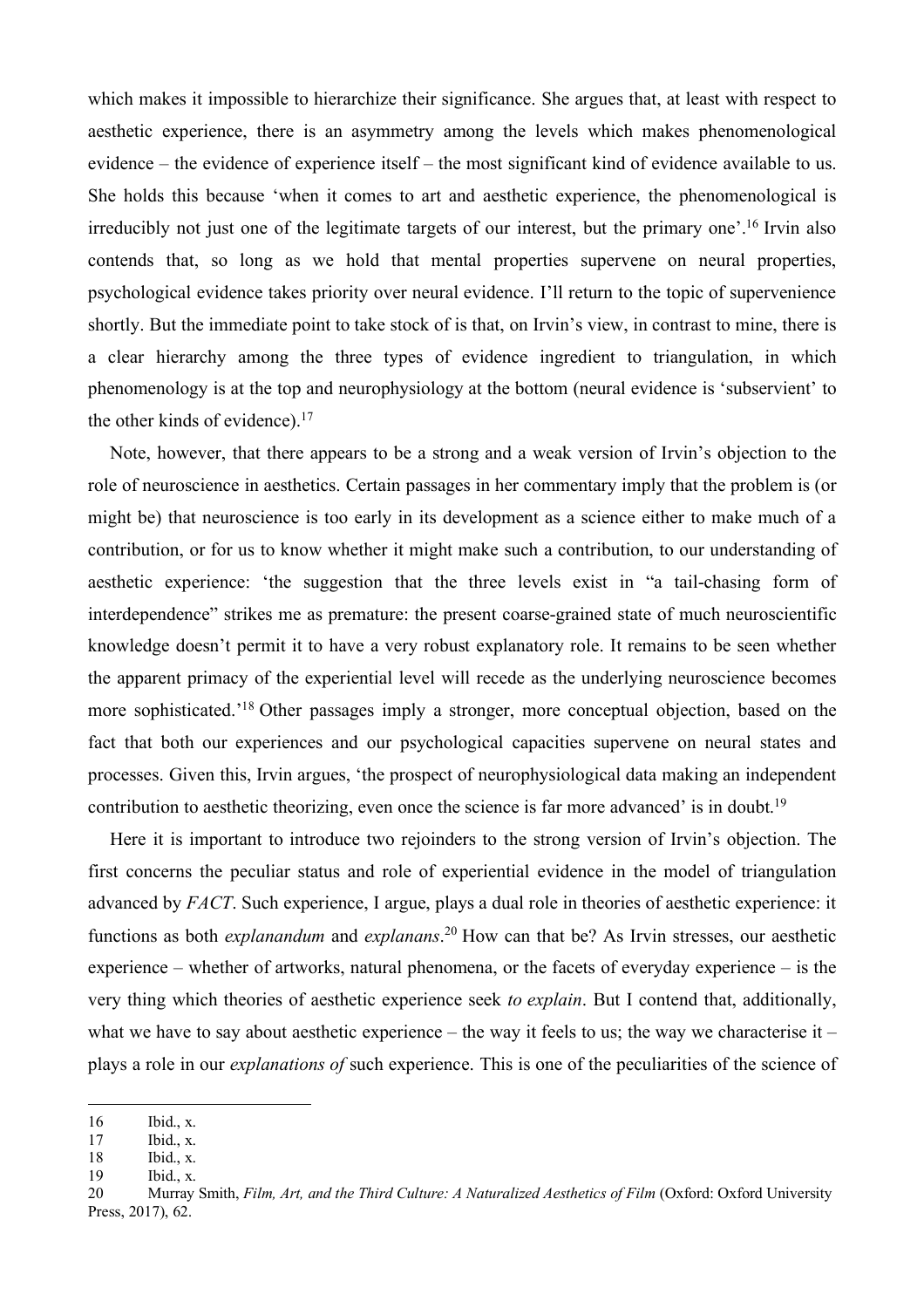which makes it impossible to hierarchize their significance. She argues that, at least with respect to aesthetic experience, there is an asymmetry among the levels which makes phenomenological evidence – the evidence of experience itself – the most significant kind of evidence available to us. She holds this because 'when it comes to art and aesthetic experience, the phenomenological is irreducibly not just one of the legitimate targets of our interest, but the primary one'.[16] Irvin also contends that, so long as we hold that mental properties supervene on neural properties, psychological evidence takes priority over neural evidence. I'll return to the topic of supervenience shortly. But the immediate point to take stock of is that, on Irvin's view, in contrast to mine, there is a clear hierarchy among the three types of evidence ingredient to triangulation, in which phenomenology is at the top and neurophysiology at the bottom (neural evidence is 'subservient' to the other kinds of evidence).[17]

Note, however, that there appears to be a strong and a weak version of Irvin's objection to the role of neuroscience in aesthetics. Certain passages in her commentary imply that the problem is (or might be) that neuroscience is too early in its development as a science either to make much of a contribution, or for us to know whether it might make such a contribution, to our understanding of aesthetic experience: 'the suggestion that the three levels exist in "a tail-chasing form of interdependence" strikes me as premature: the present coarse-grained state of much neuroscientific knowledge doesn't permit it to have a very robust explanatory role. It remains to be seen whether the apparent primacy of the experiential level will recede as the underlying neuroscience becomes more sophisticated.'[18] Other passages imply a stronger, more conceptual objection, based on the fact that both our experiences and our psychological capacities supervene on neural states and processes. Given this, Irvin argues, 'the prospect of neurophysiological data making an independent contribution to aesthetic theorizing, even once the science is far more advanced' is in doubt.[19]

Here it is important to introduce two rejoinders to the strong version of Irvin's objection. The first concerns the peculiar status and role of experiential evidence in the model of triangulation advanced by *FACT*. Such experience, I argue, plays a dual role in theories of aesthetic experience: it functions as both *explanandum* and *explanans*.[20] How can that be? As Irvin stresses, our aesthetic experience – whether of artworks, natural phenomena, or the facets of everyday experience – is the very thing which theories of aesthetic experience seek *to explain*. But I contend that, additionally, what we have to say about aesthetic experience – the way it feels to us; the way we characterise it – plays a role in our *explanations of* such experience. This is one of the peculiarities of the science of

---

16 Ibid., x.

17 Ibid., x.

18 Ibid., x.

19 Ibid., x.

20 Murray Smith, *Film, Art, and the Third Culture: A Naturalized Aesthetics of Film* (Oxford: Oxford University Press, 2017), 62.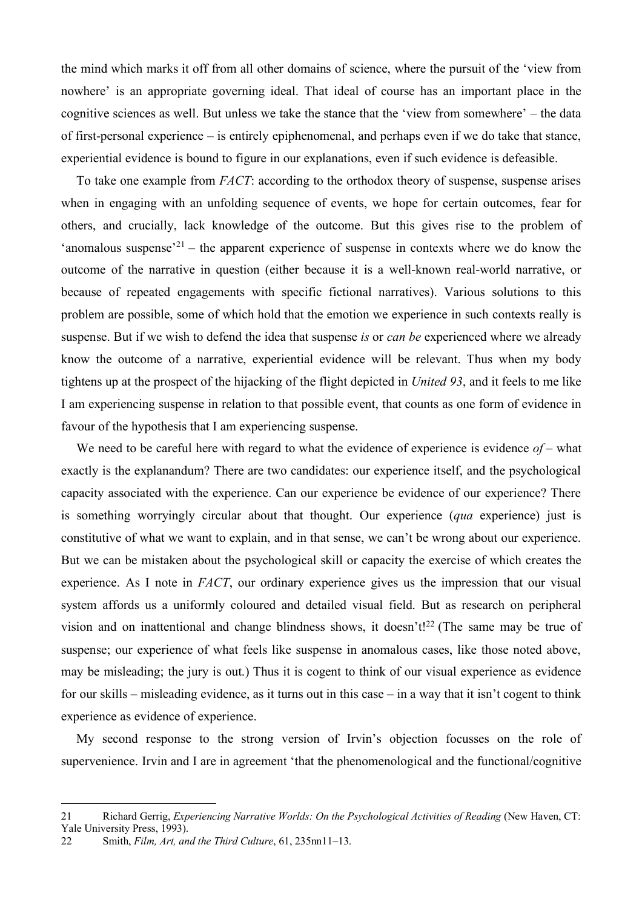the mind which marks it off from all other domains of science, where the pursuit of the 'view from nowhere' is an appropriate governing ideal. That ideal of course has an important place in the cognitive sciences as well. But unless we take the stance that the 'view from somewhere' – the data of first-personal experience – is entirely epiphenomenal, and perhaps even if we do take that stance, experiential evidence is bound to figure in our explanations, even if such evidence is defeasible.

To take one example from *FACT*: according to the orthodox theory of suspense, suspense arises when in engaging with an unfolding sequence of events, we hope for certain outcomes, fear for others, and crucially, lack knowledge of the outcome. But this gives rise to the problem of 'anomalous suspense'[21] – the apparent experience of suspense in contexts where we do know the outcome of the narrative in question (either because it is a well-known real-world narrative, or because of repeated engagements with specific fictional narratives). Various solutions to this problem are possible, some of which hold that the emotion we experience in such contexts really is suspense. But if we wish to defend the idea that suspense *is* or *can be* experienced where we already know the outcome of a narrative, experiential evidence will be relevant. Thus when my body tightens up at the prospect of the hijacking of the flight depicted in *United 93*, and it feels to me like I am experiencing suspense in relation to that possible event, that counts as one form of evidence in favour of the hypothesis that I am experiencing suspense.

We need to be careful here with regard to what the evidence of experience is evidence *of* – what exactly is the explanandum? There are two candidates: our experience itself, and the psychological capacity associated with the experience. Can our experience be evidence of our experience? There is something worryingly circular about that thought. Our experience (*qua* experience) just is constitutive of what we want to explain, and in that sense, we can't be wrong about our experience. But we can be mistaken about the psychological skill or capacity the exercise of which creates the experience. As I note in *FACT*, our ordinary experience gives us the impression that our visual system affords us a uniformly coloured and detailed visual field. But as research on peripheral vision and on inattentional and change blindness shows, it doesn't![22] (The same may be true of suspense; our experience of what feels like suspense in anomalous cases, like those noted above, may be misleading; the jury is out.) Thus it is cogent to think of our visual experience as evidence for our skills – misleading evidence, as it turns out in this case – in a way that it isn't cogent to think experience as evidence of experience.

My second response to the strong version of Irvin's objection focusses on the role of supervenience. Irvin and I are in agreement 'that the phenomenological and the functional/cognitive

---

21 Richard Gerrig, *Experiencing Narrative Worlds: On the Psychological Activities of Reading* (New Haven, CT: Yale University Press, 1993).

22 Smith, *Film, Art, and the Third Culture*, 61, 235nn11–13.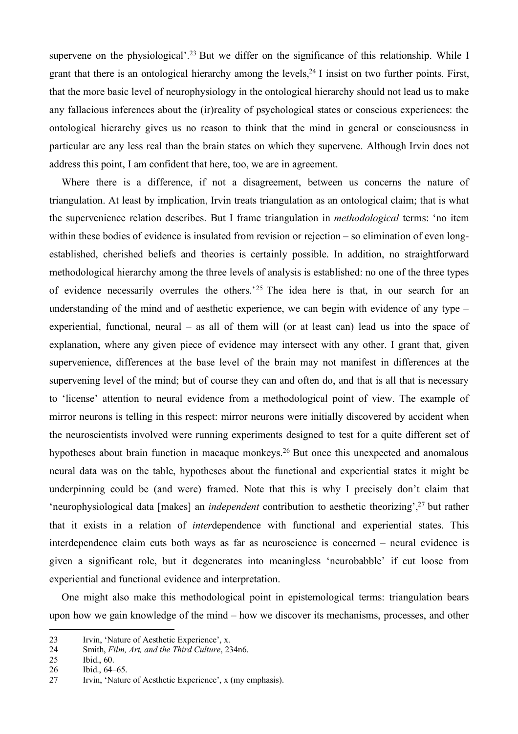supervene on the physiological'.[23] But we differ on the significance of this relationship. While I grant that there is an ontological hierarchy among the levels,[24] I insist on two further points. First, that the more basic level of neurophysiology in the ontological hierarchy should not lead us to make any fallacious inferences about the (ir)reality of psychological states or conscious experiences: the ontological hierarchy gives us no reason to think that the mind in general or consciousness in particular are any less real than the brain states on which they supervene. Although Irvin does not address this point, I am confident that here, too, we are in agreement.

Where there is a difference, if not a disagreement, between us concerns the nature of triangulation. At least by implication, Irvin treats triangulation as an ontological claim; that is what the supervenience relation describes. But I frame triangulation in *methodological* terms: 'no item within these bodies of evidence is insulated from revision or rejection – so elimination of even long-established, cherished beliefs and theories is certainly possible. In addition, no straightforward methodological hierarchy among the three levels of analysis is established: no one of the three types of evidence necessarily overrules the others.'[25] The idea here is that, in our search for an understanding of the mind and of aesthetic experience, we can begin with evidence of any type – experiential, functional, neural – as all of them will (or at least can) lead us into the space of explanation, where any given piece of evidence may intersect with any other. I grant that, given supervenience, differences at the base level of the brain may not manifest in differences at the supervening level of the mind; but of course they can and often do, and that is all that is necessary to 'license' attention to neural evidence from a methodological point of view. The example of mirror neurons is telling in this respect: mirror neurons were initially discovered by accident when the neuroscientists involved were running experiments designed to test for a quite different set of hypotheses about brain function in macaque monkeys.[26] But once this unexpected and anomalous neural data was on the table, hypotheses about the functional and experiential states it might be underpinning could be (and were) framed. Note that this is why I precisely don't claim that 'neurophysiological data [makes] an *independent* contribution to aesthetic theorizing',[27] but rather that it exists in a relation of *inter*dependence with functional and experiential states. This interdependence claim cuts both ways as far as neuroscience is concerned – neural evidence is given a significant role, but it degenerates into meaningless 'neurobabble' if cut loose from experiential and functional evidence and interpretation.

One might also make this methodological point in epistemological terms: triangulation bears upon how we gain knowledge of the mind – how we discover its mechanisms, processes, and other

---

23 Irvin, 'Nature of Aesthetic Experience', x.

24 Smith, *Film, Art, and the Third Culture*, 234n6.

25 Ibid., 60.

26 Ibid., 64–65.

27 Irvin, 'Nature of Aesthetic Experience', x (my emphasis).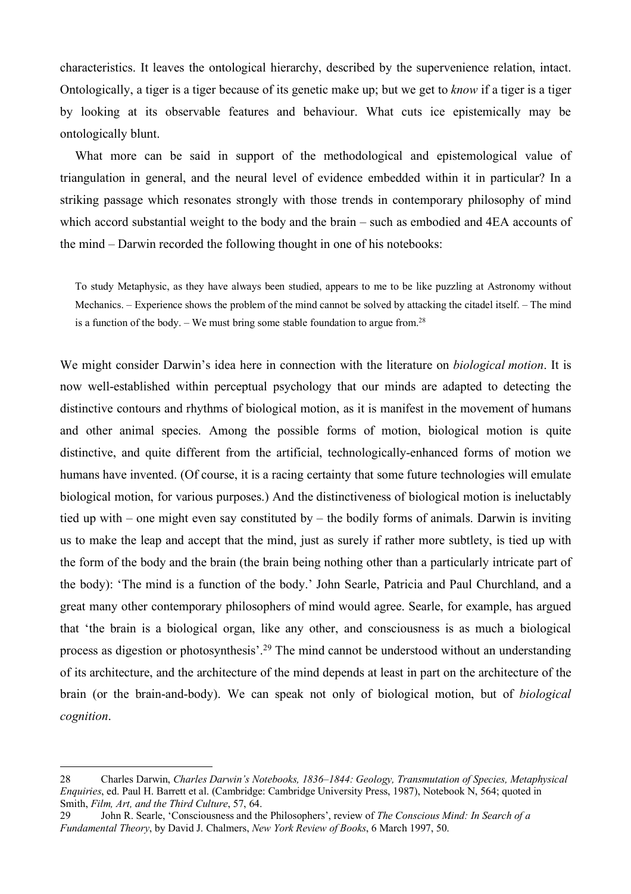characteristics. It leaves the ontological hierarchy, described by the supervenience relation, intact. Ontologically, a tiger is a tiger because of its genetic make up; but we get to *know* if a tiger is a tiger by looking at its observable features and behaviour. What cuts ice epistemically may be ontologically blunt.

What more can be said in support of the methodological and epistemological value of triangulation in general, and the neural level of evidence embedded within it in particular? In a striking passage which resonates strongly with those trends in contemporary philosophy of mind which accord substantial weight to the body and the brain – such as embodied and 4EA accounts of the mind – Darwin recorded the following thought in one of his notebooks:

> To study Metaphysic, as they have always been studied, appears to me to be like puzzling at Astronomy without Mechanics. – Experience shows the problem of the mind cannot be solved by attacking the citadel itself. – The mind is a function of the body. – We must bring some stable foundation to argue from.[28]

We might consider Darwin's idea here in connection with the literature on *biological motion*. It is now well-established within perceptual psychology that our minds are adapted to detecting the distinctive contours and rhythms of biological motion, as it is manifest in the movement of humans and other animal species. Among the possible forms of motion, biological motion is quite distinctive, and quite different from the artificial, technologically-enhanced forms of motion we humans have invented. (Of course, it is a racing certainty that some future technologies will emulate biological motion, for various purposes.) And the distinctiveness of biological motion is ineluctably tied up with – one might even say constituted by – the bodily forms of animals. Darwin is inviting us to make the leap and accept that the mind, just as surely if rather more subtlety, is tied up with the form of the body and the brain (the brain being nothing other than a particularly intricate part of the body): 'The mind is a function of the body.' John Searle, Patricia and Paul Churchland, and a great many other contemporary philosophers of mind would agree. Searle, for example, has argued that 'the brain is a biological organ, like any other, and consciousness is as much a biological process as digestion or photosynthesis'.[29] The mind cannot be understood without an understanding of its architecture, and the architecture of the mind depends at least in part on the architecture of the brain (or the brain-and-body). We can speak not only of biological motion, but of *biological cognition*.

---

28 Charles Darwin, *Charles Darwin's Notebooks, 1836–1844: Geology, Transmutation of Species, Metaphysical Enquiries*, ed. Paul H. Barrett et al. (Cambridge: Cambridge University Press, 1987), Notebook N, 564; quoted in Smith, *Film, Art, and the Third Culture*, 57, 64.

29 John R. Searle, 'Consciousness and the Philosophers', review of *The Conscious Mind: In Search of a Fundamental Theory*, by David J. Chalmers, *New York Review of Books*, 6 March 1997, 50.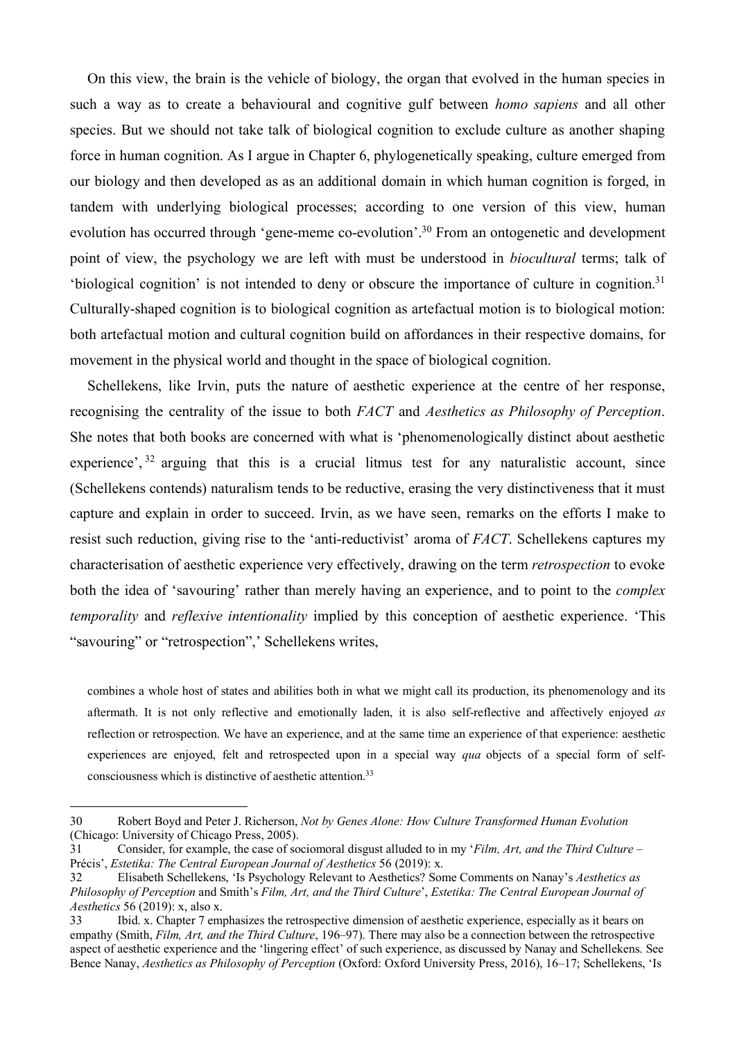On this view, the brain is the vehicle of biology, the organ that evolved in the human species in such a way as to create a behavioural and cognitive gulf between *homo sapiens* and all other species. But we should not take talk of biological cognition to exclude culture as another shaping force in human cognition. As I argue in Chapter 6, phylogenetically speaking, culture emerged from our biology and then developed as as an additional domain in which human cognition is forged, in tandem with underlying biological processes; according to one version of this view, human evolution has occurred through 'gene-meme co-evolution'.[30] From an ontogenetic and development point of view, the psychology we are left with must be understood in *biocultural* terms; talk of 'biological cognition' is not intended to deny or obscure the importance of culture in cognition.[31] Culturally-shaped cognition is to biological cognition as artefactual motion is to biological motion: both artefactual motion and cultural cognition build on affordances in their respective domains, for movement in the physical world and thought in the space of biological cognition.

Schellekens, like Irvin, puts the nature of aesthetic experience at the centre of her response, recognising the centrality of the issue to both *FACT* and *Aesthetics as Philosophy of Perception*. She notes that both books are concerned with what is 'phenomenologically distinct about aesthetic experience',[32] arguing that this is a crucial litmus test for any naturalistic account, since (Schellekens contends) naturalism tends to be reductive, erasing the very distinctiveness that it must capture and explain in order to succeed. Irvin, as we have seen, remarks on the efforts I make to resist such reduction, giving rise to the 'anti-reductivist' aroma of *FACT*. Schellekens captures my characterisation of aesthetic experience very effectively, drawing on the term *retrospection* to evoke both the idea of 'savouring' rather than merely having an experience, and to point to the *complex temporality* and *reflexive intentionality* implied by this conception of aesthetic experience. 'This "savouring" or "retrospection",' Schellekens writes,

> combines a whole host of states and abilities both in what we might call its production, its phenomenology and its aftermath. It is not only reflective and emotionally laden, it is also self-reflective and affectively enjoyed *as* reflection or retrospection. We have an experience, and at the same time an experience of that experience: aesthetic experiences are enjoyed, felt and retrospected upon in a special way *qua* objects of a special form of self-consciousness which is distinctive of aesthetic attention.[33]

---

30 Robert Boyd and Peter J. Richerson, *Not by Genes Alone: How Culture Transformed Human Evolution* (Chicago: University of Chicago Press, 2005).

31 Consider, for example, the case of sociomoral disgust alluded to in my '*Film, Art, and the Third Culture* – Précis', *Estetika: The Central European Journal of Aesthetics* 56 (2019): x.

32 Elisabeth Schellekens, 'Is Psychology Relevant to Aesthetics? Some Comments on Nanay's *Aesthetics as Philosophy of Perception* and Smith's *Film, Art, and the Third Culture*', *Estetika: The Central European Journal of Aesthetics* 56 (2019): x, also x.

33 Ibid. x. Chapter 7 emphasizes the retrospective dimension of aesthetic experience, especially as it bears on empathy (Smith, *Film, Art, and the Third Culture*, 196–97). There may also be a connection between the retrospective aspect of aesthetic experience and the 'lingering effect' of such experience, as discussed by Nanay and Schellekens. See Bence Nanay, *Aesthetics as Philosophy of Perception* (Oxford: Oxford University Press, 2016), 16–17; Schellekens, 'Is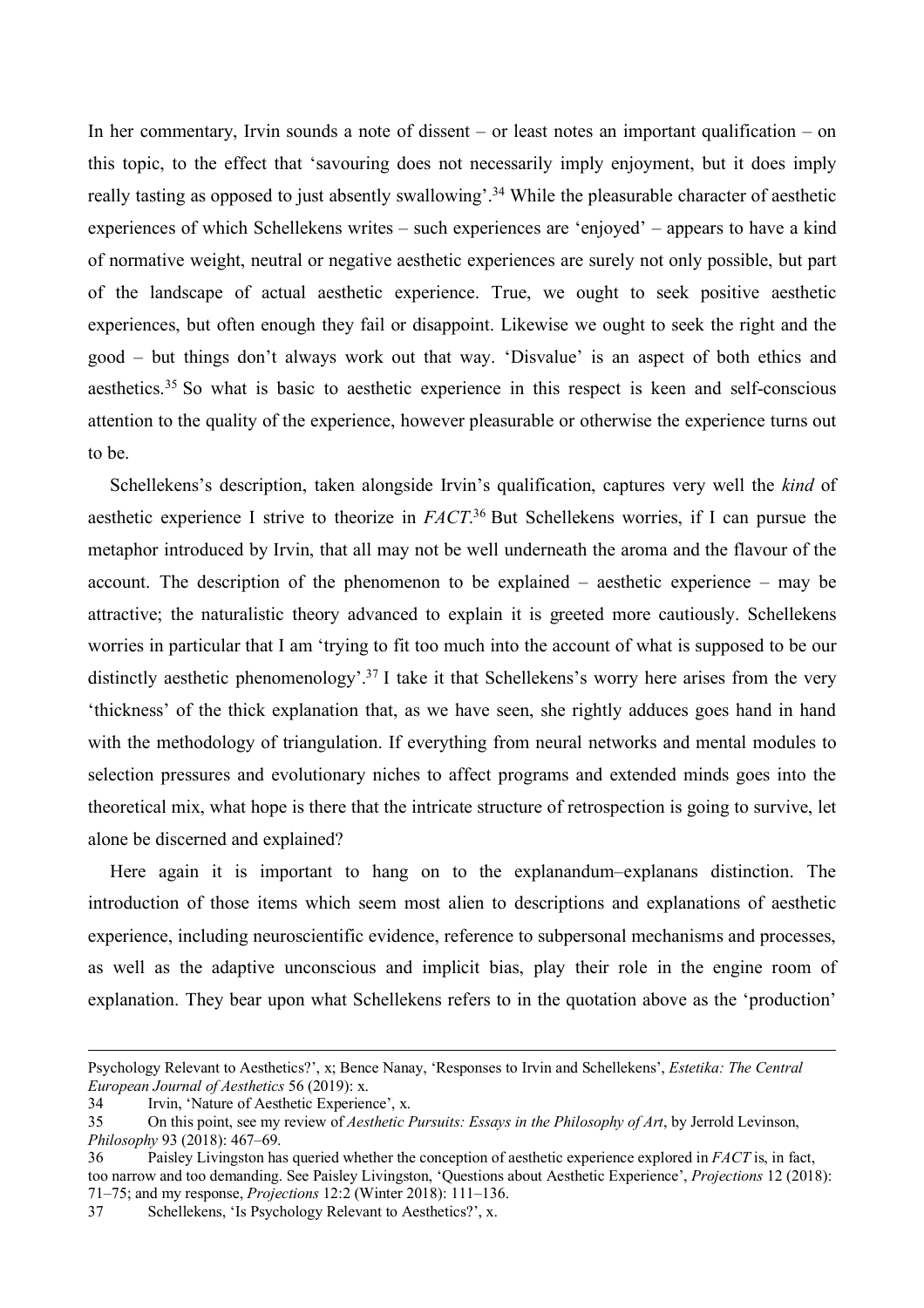In her commentary, Irvin sounds a note of dissent – or least notes an important qualification – on this topic, to the effect that 'savouring does not necessarily imply enjoyment, but it does imply really tasting as opposed to just absently swallowing'.[34] While the pleasurable character of aesthetic experiences of which Schellekens writes – such experiences are 'enjoyed' – appears to have a kind of normative weight, neutral or negative aesthetic experiences are surely not only possible, but part of the landscape of actual aesthetic experience. True, we ought to seek positive aesthetic experiences, but often enough they fail or disappoint. Likewise we ought to seek the right and the good – but things don't always work out that way. 'Disvalue' is an aspect of both ethics and aesthetics.[35] So what is basic to aesthetic experience in this respect is keen and self-conscious attention to the quality of the experience, however pleasurable or otherwise the experience turns out to be.

Schellekens's description, taken alongside Irvin's qualification, captures very well the *kind* of aesthetic experience I strive to theorize in *FACT*.[36] But Schellekens worries, if I can pursue the metaphor introduced by Irvin, that all may not be well underneath the aroma and the flavour of the account. The description of the phenomenon to be explained – aesthetic experience – may be attractive; the naturalistic theory advanced to explain it is greeted more cautiously. Schellekens worries in particular that I am 'trying to fit too much into the account of what is supposed to be our distinctly aesthetic phenomenology'.[37] I take it that Schellekens's worry here arises from the very 'thickness' of the thick explanation that, as we have seen, she rightly adduces goes hand in hand with the methodology of triangulation. If everything from neural networks and mental modules to selection pressures and evolutionary niches to affect programs and extended minds goes into the theoretical mix, what hope is there that the intricate structure of retrospection is going to survive, let alone be discerned and explained?

Here again it is important to hang on to the explanandum–explanans distinction. The introduction of those items which seem most alien to descriptions and explanations of aesthetic experience, including neuroscientific evidence, reference to subpersonal mechanisms and processes, as well as the adaptive unconscious and implicit bias, play their role in the engine room of explanation. They bear upon what Schellekens refers to in the quotation above as the 'production'

---

Psychology Relevant to Aesthetics?', x; Bence Nanay, 'Responses to Irvin and Schellekens', *Estetika: The Central European Journal of Aesthetics* 56 (2019): x.

34 Irvin, 'Nature of Aesthetic Experience', x.

35 On this point, see my review of *Aesthetic Pursuits: Essays in the Philosophy of Art*, by Jerrold Levinson, *Philosophy* 93 (2018): 467–69.

36 Paisley Livingston has queried whether the conception of aesthetic experience explored in *FACT* is, in fact, too narrow and too demanding. See Paisley Livingston, 'Questions about Aesthetic Experience', *Projections* 12 (2018): 71–75; and my response, *Projections* 12:2 (Winter 2018): 111–136.

37 Schellekens, 'Is Psychology Relevant to Aesthetics?', x.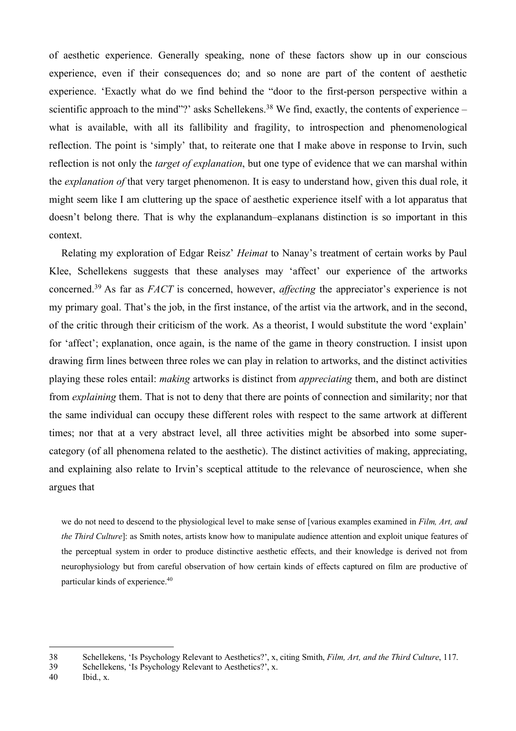of aesthetic experience. Generally speaking, none of these factors show up in our conscious experience, even if their consequences do; and so none are part of the content of aesthetic experience. 'Exactly what do we find behind the "door to the first-person perspective within a scientific approach to the mind"?' asks Schellekens.[38] We find, exactly, the contents of experience – what is available, with all its fallibility and fragility, to introspection and phenomenological reflection. The point is 'simply' that, to reiterate one that I make above in response to Irvin, such reflection is not only the *target of explanation*, but one type of evidence that we can marshal within the *explanation of* that very target phenomenon. It is easy to understand how, given this dual role, it might seem like I am cluttering up the space of aesthetic experience itself with a lot apparatus that doesn't belong there. That is why the explanandum–explanans distinction is so important in this context.

Relating my exploration of Edgar Reisz' *Heimat* to Nanay's treatment of certain works by Paul Klee, Schellekens suggests that these analyses may 'affect' our experience of the artworks concerned.[39] As far as *FACT* is concerned, however, *affecting* the appreciator's experience is not my primary goal. That's the job, in the first instance, of the artist via the artwork, and in the second, of the critic through their criticism of the work. As a theorist, I would substitute the word 'explain' for 'affect'; explanation, once again, is the name of the game in theory construction. I insist upon drawing firm lines between three roles we can play in relation to artworks, and the distinct activities playing these roles entail: *making* artworks is distinct from *appreciating* them, and both are distinct from *explaining* them. That is not to deny that there are points of connection and similarity; nor that the same individual can occupy these different roles with respect to the same artwork at different times; nor that at a very abstract level, all three activities might be absorbed into some super-category (of all phenomena related to the aesthetic). The distinct activities of making, appreciating, and explaining also relate to Irvin's sceptical attitude to the relevance of neuroscience, when she argues that

> we do not need to descend to the physiological level to make sense of [various examples examined in *Film, Art, and the Third Culture*]: as Smith notes, artists know how to manipulate audience attention and exploit unique features of the perceptual system in order to produce distinctive aesthetic effects, and their knowledge is derived not from neurophysiology but from careful observation of how certain kinds of effects captured on film are productive of particular kinds of experience.[40]

---

38 Schellekens, 'Is Psychology Relevant to Aesthetics?', x, citing Smith, *Film, Art, and the Third Culture*, 117.

39 Schellekens, 'Is Psychology Relevant to Aesthetics?', x.

40 Ibid., x.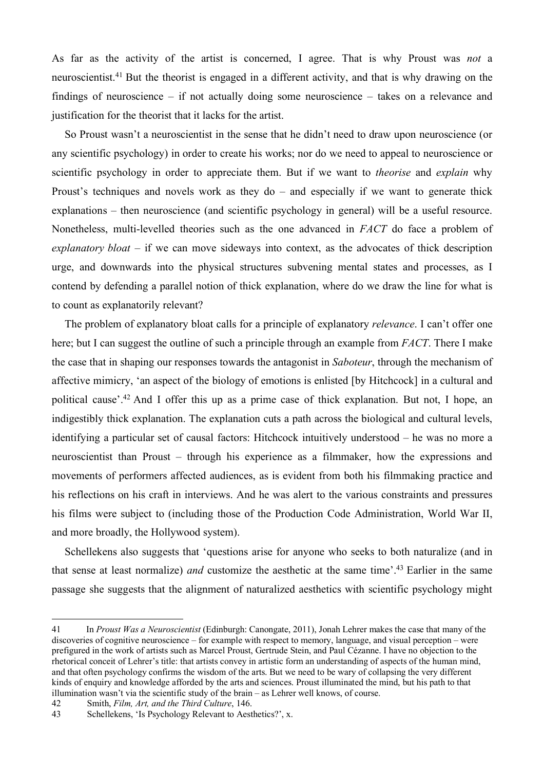As far as the activity of the artist is concerned, I agree. That is why Proust was *not* a neuroscientist.[41] But the theorist is engaged in a different activity, and that is why drawing on the findings of neuroscience – if not actually doing some neuroscience – takes on a relevance and justification for the theorist that it lacks for the artist.

So Proust wasn't a neuroscientist in the sense that he didn't need to draw upon neuroscience (or any scientific psychology) in order to create his works; nor do we need to appeal to neuroscience or scientific psychology in order to appreciate them. But if we want to *theorise* and *explain* why Proust's techniques and novels work as they do – and especially if we want to generate thick explanations – then neuroscience (and scientific psychology in general) will be a useful resource. Nonetheless, multi-levelled theories such as the one advanced in *FACT* do face a problem of *explanatory bloat* – if we can move sideways into context, as the advocates of thick description urge, and downwards into the physical structures subvening mental states and processes, as I contend by defending a parallel notion of thick explanation, where do we draw the line for what is to count as explanatorily relevant?

The problem of explanatory bloat calls for a principle of explanatory *relevance*. I can't offer one here; but I can suggest the outline of such a principle through an example from *FACT*. There I make the case that in shaping our responses towards the antagonist in *Saboteur*, through the mechanism of affective mimicry, 'an aspect of the biology of emotions is enlisted [by Hitchcock] in a cultural and political cause'.[42] And I offer this up as a prime case of thick explanation. But not, I hope, an indigestibly thick explanation. The explanation cuts a path across the biological and cultural levels, identifying a particular set of causal factors: Hitchcock intuitively understood – he was no more a neuroscientist than Proust – through his experience as a filmmaker, how the expressions and movements of performers affected audiences, as is evident from both his filmmaking practice and his reflections on his craft in interviews. And he was alert to the various constraints and pressures his films were subject to (including those of the Production Code Administration, World War II, and more broadly, the Hollywood system).

Schellekens also suggests that 'questions arise for anyone who seeks to both naturalize (and in that sense at least normalize) *and* customize the aesthetic at the same time'.[43] Earlier in the same passage she suggests that the alignment of naturalized aesthetics with scientific psychology might

---

41 In *Proust Was a Neuroscientist* (Edinburgh: Canongate, 2011), Jonah Lehrer makes the case that many of the discoveries of cognitive neuroscience – for example with respect to memory, language, and visual perception – were prefigured in the work of artists such as Marcel Proust, Gertrude Stein, and Paul Cézanne. I have no objection to the rhetorical conceit of Lehrer's title: that artists convey in artistic form an understanding of aspects of the human mind, and that often psychology confirms the wisdom of the arts. But we need to be wary of collapsing the very different kinds of enquiry and knowledge afforded by the arts and sciences. Proust illuminated the mind, but his path to that illumination wasn't via the scientific study of the brain – as Lehrer well knows, of course.

42 Smith, *Film, Art, and the Third Culture*, 146.

43 Schellekens, 'Is Psychology Relevant to Aesthetics?', x.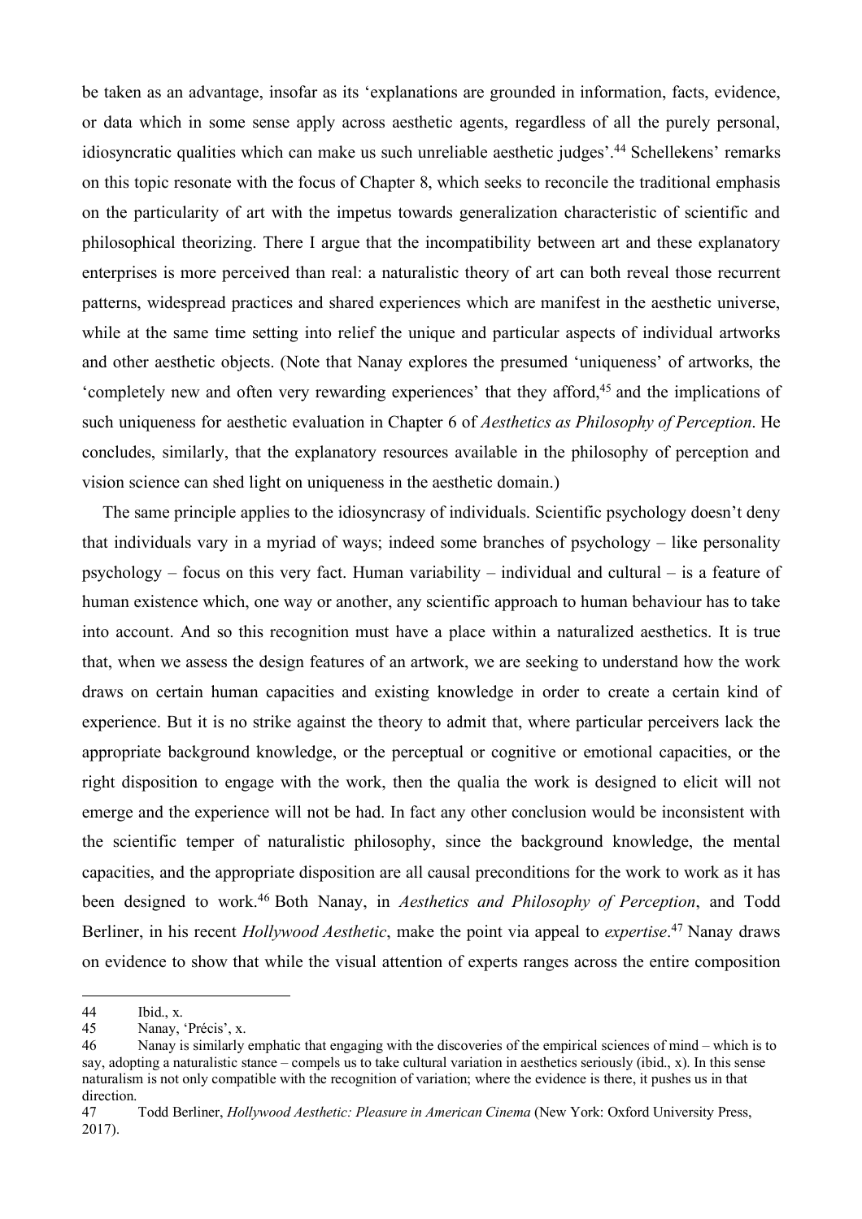be taken as an advantage, insofar as its 'explanations are grounded in information, facts, evidence, or data which in some sense apply across aesthetic agents, regardless of all the purely personal, idiosyncratic qualities which can make us such unreliable aesthetic judges'.[44] Schellekens' remarks on this topic resonate with the focus of Chapter 8, which seeks to reconcile the traditional emphasis on the particularity of art with the impetus towards generalization characteristic of scientific and philosophical theorizing. There I argue that the incompatibility between art and these explanatory enterprises is more perceived than real: a naturalistic theory of art can both reveal those recurrent patterns, widespread practices and shared experiences which are manifest in the aesthetic universe, while at the same time setting into relief the unique and particular aspects of individual artworks and other aesthetic objects. (Note that Nanay explores the presumed 'uniqueness' of artworks, the 'completely new and often very rewarding experiences' that they afford,[45] and the implications of such uniqueness for aesthetic evaluation in Chapter 6 of *Aesthetics as Philosophy of Perception*. He concludes, similarly, that the explanatory resources available in the philosophy of perception and vision science can shed light on uniqueness in the aesthetic domain.)

The same principle applies to the idiosyncrasy of individuals. Scientific psychology doesn't deny that individuals vary in a myriad of ways; indeed some branches of psychology – like personality psychology – focus on this very fact. Human variability – individual and cultural – is a feature of human existence which, one way or another, any scientific approach to human behaviour has to take into account. And so this recognition must have a place within a naturalized aesthetics. It is true that, when we assess the design features of an artwork, we are seeking to understand how the work draws on certain human capacities and existing knowledge in order to create a certain kind of experience. But it is no strike against the theory to admit that, where particular perceivers lack the appropriate background knowledge, or the perceptual or cognitive or emotional capacities, or the right disposition to engage with the work, then the qualia the work is designed to elicit will not emerge and the experience will not be had. In fact any other conclusion would be inconsistent with the scientific temper of naturalistic philosophy, since the background knowledge, the mental capacities, and the appropriate disposition are all causal preconditions for the work to work as it has been designed to work.[46] Both Nanay, in *Aesthetics and Philosophy of Perception*, and Todd Berliner, in his recent *Hollywood Aesthetic*, make the point via appeal to *expertise*.[47] Nanay draws on evidence to show that while the visual attention of experts ranges across the entire composition

---

44 Ibid., x.

45 Nanay, 'Précis', x.

46 Nanay is similarly emphatic that engaging with the discoveries of the empirical sciences of mind – which is to say, adopting a naturalistic stance – compels us to take cultural variation in aesthetics seriously (ibid., x). In this sense naturalism is not only compatible with the recognition of variation; where the evidence is there, it pushes us in that direction.

47 Todd Berliner, *Hollywood Aesthetic: Pleasure in American Cinema* (New York: Oxford University Press, 2017).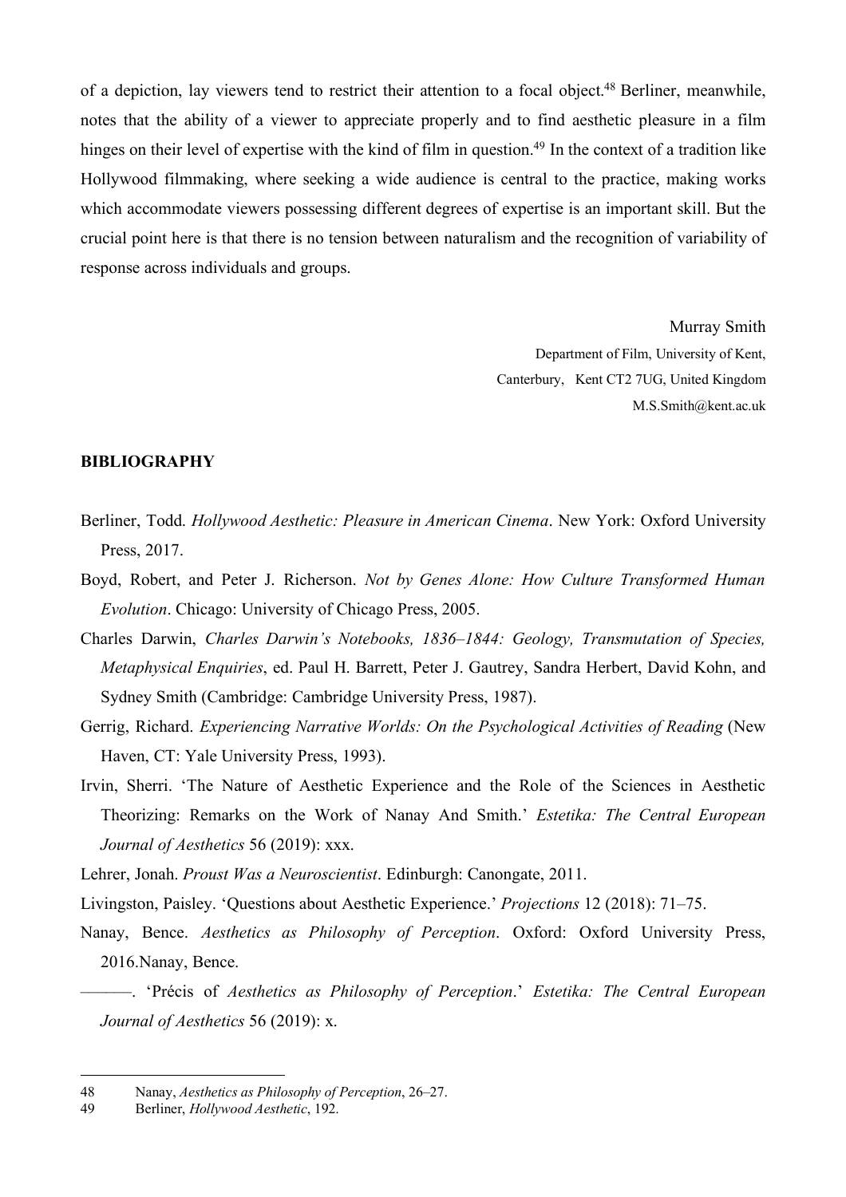of a depiction, lay viewers tend to restrict their attention to a focal object.[48] Berliner, meanwhile, notes that the ability of a viewer to appreciate properly and to find aesthetic pleasure in a film hinges on their level of expertise with the kind of film in question.[49] In the context of a tradition like Hollywood filmmaking, where seeking a wide audience is central to the practice, making works which accommodate viewers possessing different degrees of expertise is an important skill. But the crucial point here is that there is no tension between naturalism and the recognition of variability of response across individuals and groups.

Murray Smith
Department of Film, University of Kent,
Canterbury, Kent CT2 7UG, United Kingdom
M.S.Smith@kent.ac.uk

**BIBLIOGRAPHY**

Berliner, Todd. *Hollywood Aesthetic: Pleasure in American Cinema*. New York: Oxford University Press, 2017.

Boyd, Robert, and Peter J. Richerson. *Not by Genes Alone: How Culture Transformed Human Evolution*. Chicago: University of Chicago Press, 2005.

Charles Darwin, *Charles Darwin's Notebooks, 1836–1844: Geology, Transmutation of Species, Metaphysical Enquiries*, ed. Paul H. Barrett, Peter J. Gautrey, Sandra Herbert, David Kohn, and Sydney Smith (Cambridge: Cambridge University Press, 1987).

Gerrig, Richard. *Experiencing Narrative Worlds: On the Psychological Activities of Reading* (New Haven, CT: Yale University Press, 1993).

Irvin, Sherri. 'The Nature of Aesthetic Experience and the Role of the Sciences in Aesthetic Theorizing: Remarks on the Work of Nanay And Smith.' *Estetika: The Central European Journal of Aesthetics* 56 (2019): xxx.

Lehrer, Jonah. *Proust Was a Neuroscientist*. Edinburgh: Canongate, 2011.

Livingston, Paisley. 'Questions about Aesthetic Experience.' *Projections* 12 (2018): 71–75.

Nanay, Bence. *Aesthetics as Philosophy of Perception*. Oxford: Oxford University Press, 2016.Nanay, Bence.

———. 'Précis of *Aesthetics as Philosophy of Perception*.' *Estetika: The Central European Journal of Aesthetics* 56 (2019): x.

---

48 Nanay, *Aesthetics as Philosophy of Perception*, 26–27.

49 Berliner, *Hollywood Aesthetic*, 192.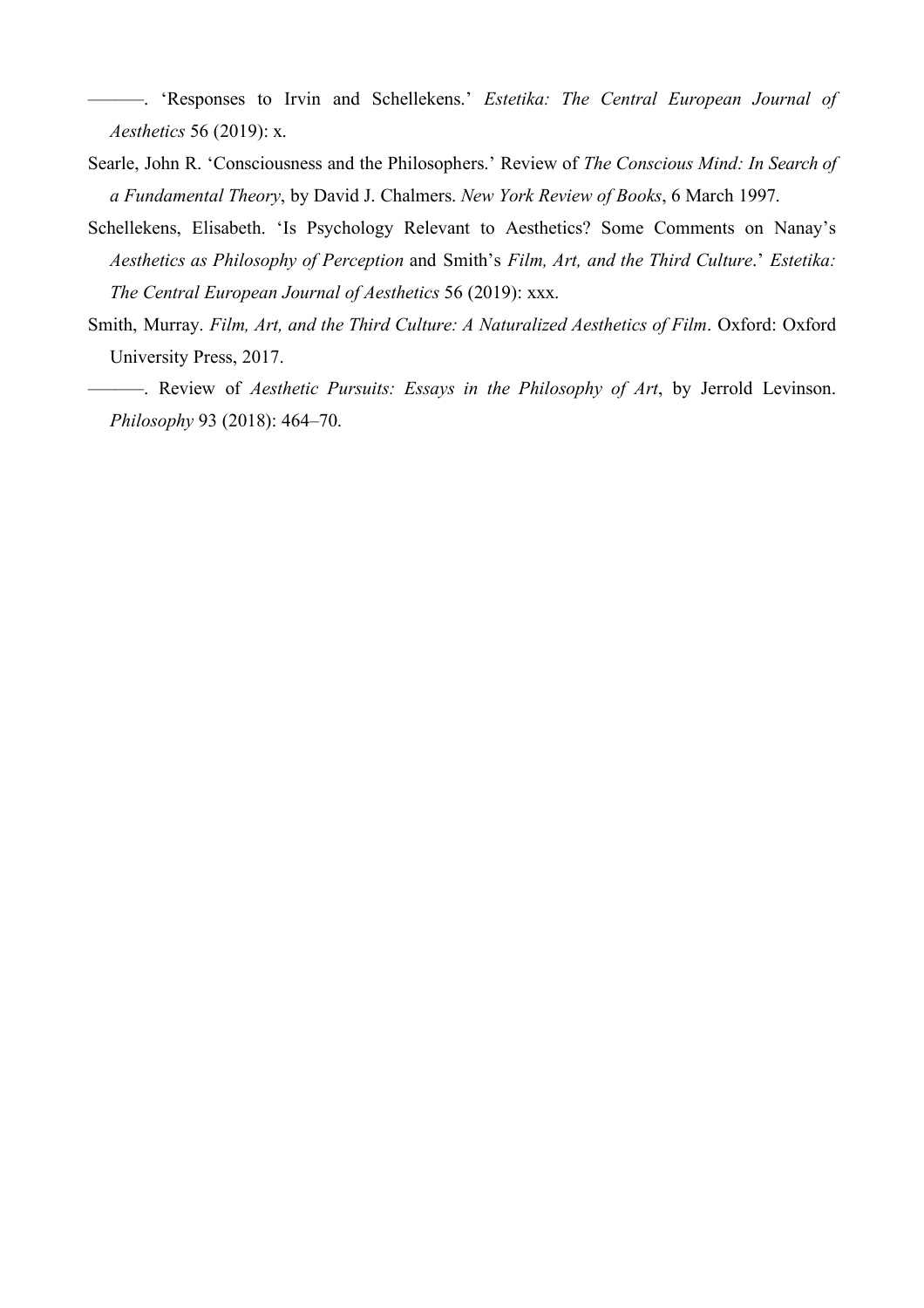———. 'Responses to Irvin and Schellekens.' *Estetika: The Central European Journal of Aesthetics* 56 (2019): x.

Searle, John R. 'Consciousness and the Philosophers.' Review of *The Conscious Mind: In Search of a Fundamental Theory*, by David J. Chalmers. *New York Review of Books*, 6 March 1997.

Schellekens, Elisabeth. 'Is Psychology Relevant to Aesthetics? Some Comments on Nanay's *Aesthetics as Philosophy of Perception* and Smith's *Film, Art, and the Third Culture*.' *Estetika: The Central European Journal of Aesthetics* 56 (2019): xxx.

Smith, Murray. *Film, Art, and the Third Culture: A Naturalized Aesthetics of Film*. Oxford: Oxford University Press, 2017.

———. Review of *Aesthetic Pursuits: Essays in the Philosophy of Art*, by Jerrold Levinson. *Philosophy* 93 (2018): 464–70.